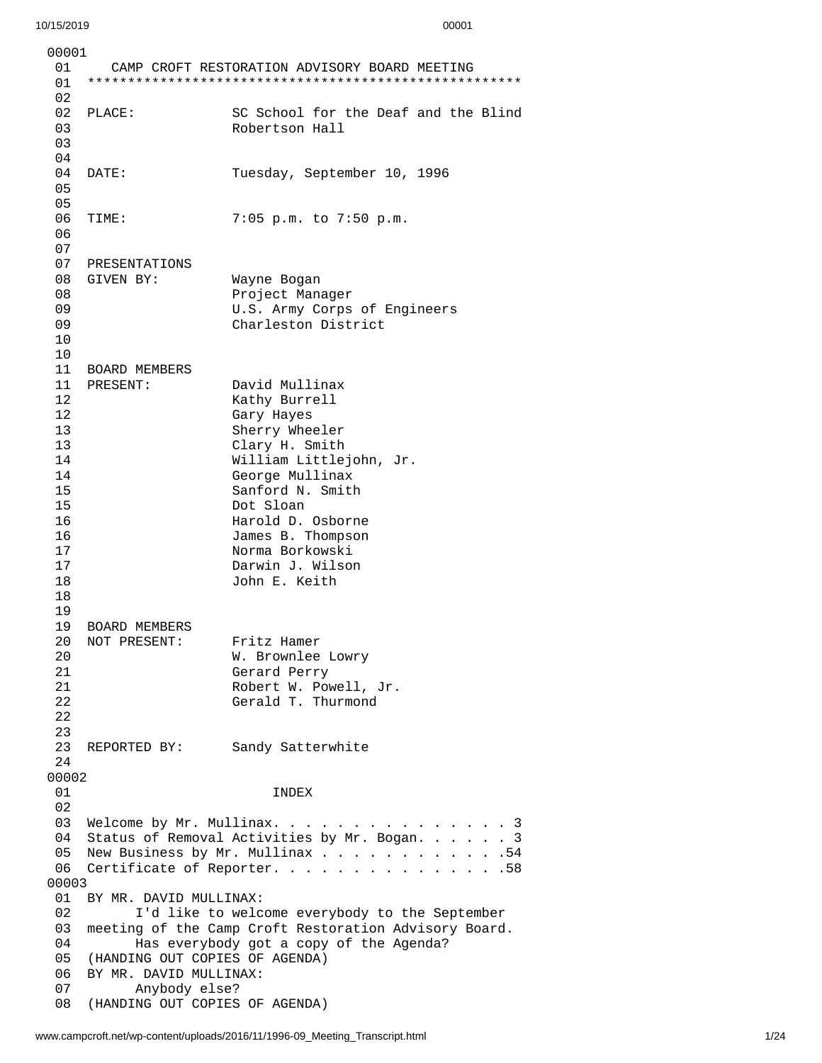00001

01 CAMP CROFT RESTORATION ADVISORY BOARD MEETING
01 ****************************************************

02
02 PLACE: SC School for the Deaf and the Blind
03 Robertson Hall
03
04
04 DATE: Tuesday, September 10, 1996
05
05
06 TIME: 7:05 p.m. to 7:50 p.m.
06
07
07 PRESENTATIONS
08 GIVEN BY: Wayne Bogan
08 Project Manager
09 U.S. Army Corps of Engineers
09 Charleston District
10
10
11 BOARD MEMBERS
11 PRESENT: David Mullinax
12 Kathy Burrell
12 Gary Hayes
13 Sherry Wheeler
13 Clary H. Smith
14 William Littlejohn, Jr.
14 George Mullinax
15 Sanford N. Smith
15 Dot Sloan
16 Harold D. Osborne
16 James B. Thompson
17 Norma Borkowski
17 Darwin J. Wilson
18 John E. Keith
18
19
19 BOARD MEMBERS
20 NOT PRESENT: Fritz Hamer
20 W. Brownlee Lowry
21 Gerard Perry
21 Robert W. Powell, Jr.
22 Gerald T. Thurmond
22
23
23 REPORTED BY: Sandy Satterwhite
24

00002

01 INDEX
02
03 Welcome by Mr. Mullinax. . . . . . . . . . . . . . . 3
04 Status of Removal Activities by Mr. Bogan. . . . . . 3
05 New Business by Mr. Mullinax . . . . . . . . . . . .54
06 Certificate of Reporter. . . . . . . . . . . . . . .58

00003

01 BY MR. DAVID MULLINAX:
02 I'd like to welcome everybody to the September
03 meeting of the Camp Croft Restoration Advisory Board.
04 Has everybody got a copy of the Agenda?
05 (HANDING OUT COPIES OF AGENDA)
06 BY MR. DAVID MULLINAX:
07 Anybody else?
08 (HANDING OUT COPIES OF AGENDA)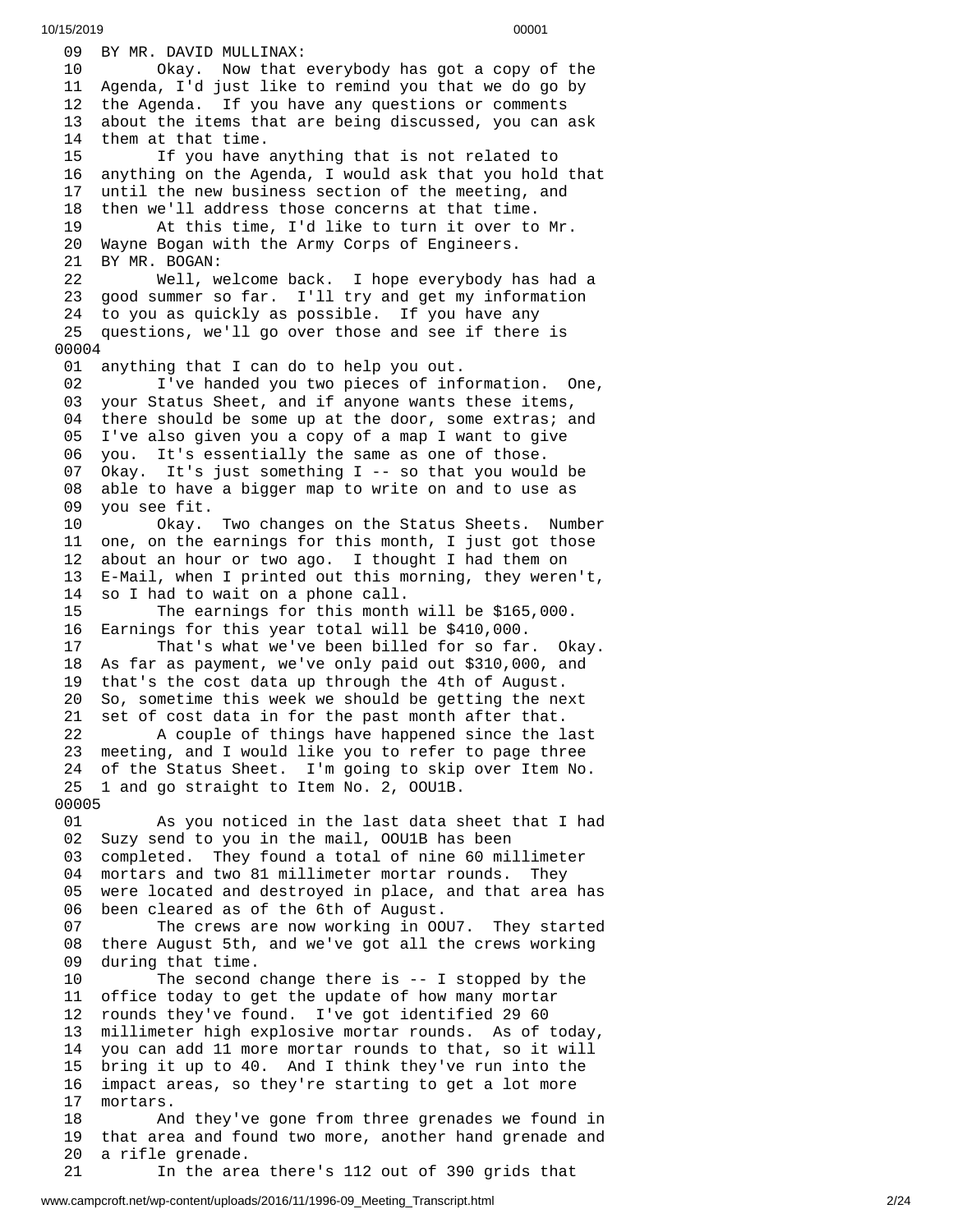09 BY MR. DAVID MULLINAX:
10 Okay. Now that everybody has got a copy of the
11 Agenda, I'd just like to remind you that we do go by
12 the Agenda. If you have any questions or comments
13 about the items that are being discussed, you can ask
14 them at that time.
15 If you have anything that is not related to
16 anything on the Agenda, I would ask that you hold that
17 until the new business section of the meeting, and
18 then we'll address those concerns at that time.
19 At this time, I'd like to turn it over to Mr.
20 Wayne Bogan with the Army Corps of Engineers.
21 BY MR. BOGAN:
22 Well, welcome back. I hope everybody has had a
23 good summer so far. I'll try and get my information
24 to you as quickly as possible. If you have any
25 questions, we'll go over those and see if there is

00004

01 anything that I can do to help you out.
02 I've handed you two pieces of information. One,
03 your Status Sheet, and if anyone wants these items,
04 there should be some up at the door, some extras; and
05 I've also given you a copy of a map I want to give
06 you. It's essentially the same as one of those.
07 Okay. It's just something I -- so that you would be
08 able to have a bigger map to write on and to use as
09 you see fit.
10 Okay. Two changes on the Status Sheets. Number
11 one, on the earnings for this month, I just got those
12 about an hour or two ago. I thought I had them on
13 E-Mail, when I printed out this morning, they weren't,
14 so I had to wait on a phone call.
15 The earnings for this month will be $165,000.
16 Earnings for this year total will be $410,000.
17 That's what we've been billed for so far. Okay.
18 As far as payment, we've only paid out $310,000, and
19 that's the cost data up through the 4th of August.
20 So, sometime this week we should be getting the next
21 set of cost data in for the past month after that.
22 A couple of things have happened since the last
23 meeting, and I would like you to refer to page three
24 of the Status Sheet. I'm going to skip over Item No.
25 1 and go straight to Item No. 2, OOU1B.

00005

01 As you noticed in the last data sheet that I had
02 Suzy send to you in the mail, OOU1B has been
03 completed. They found a total of nine 60 millimeter
04 mortars and two 81 millimeter mortar rounds. They
05 were located and destroyed in place, and that area has
06 been cleared as of the 6th of August.
07 The crews are now working in OOU7. They started
08 there August 5th, and we've got all the crews working
09 during that time.
10 The second change there is -- I stopped by the
11 office today to get the update of how many mortar
12 rounds they've found. I've got identified 29 60
13 millimeter high explosive mortar rounds. As of today,
14 you can add 11 more mortar rounds to that, so it will
15 bring it up to 40. And I think they've run into the
16 impact areas, so they're starting to get a lot more
17 mortars.
18 And they've gone from three grenades we found in
19 that area and found two more, another hand grenade and
20 a rifle grenade.
21 In the area there's 112 out of 390 grids that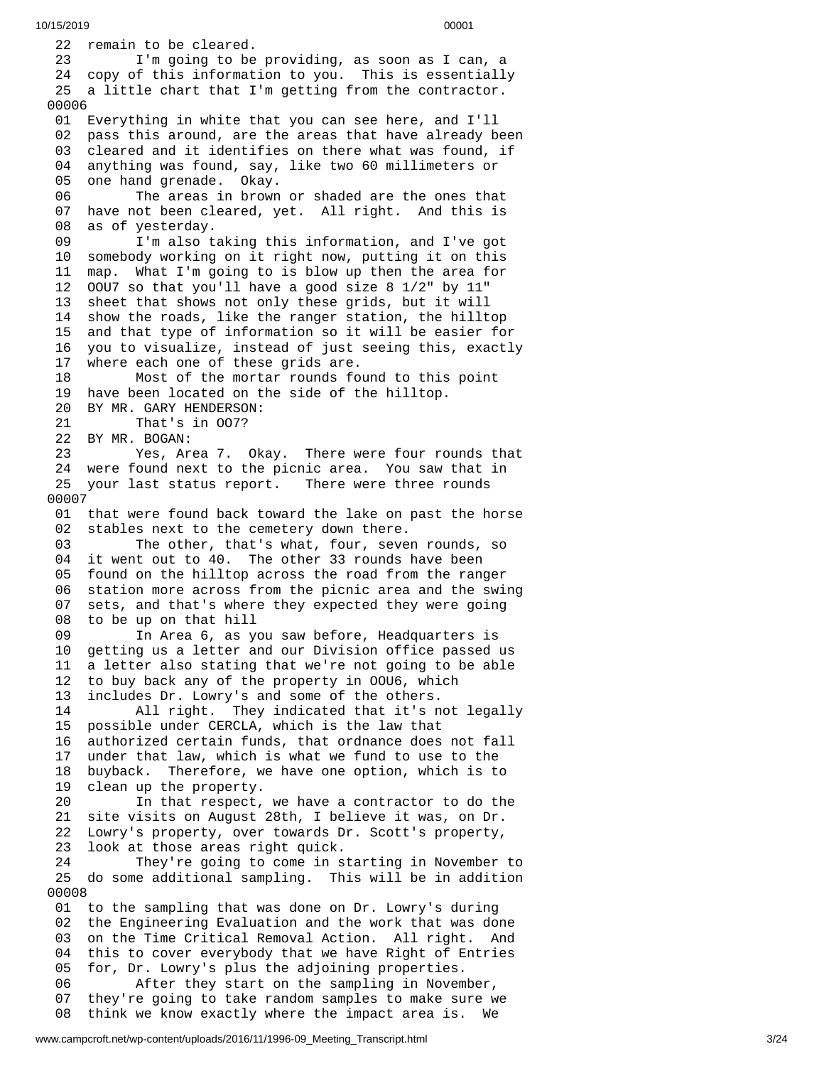22 remain to be cleared.
23 I'm going to be providing, as soon as I can, a
24 copy of this information to you. This is essentially
25 a little chart that I'm getting from the contractor.
00006
01 Everything in white that you can see here, and I'll
02 pass this around, are the areas that have already been
03 cleared and it identifies on there what was found, if
04 anything was found, say, like two 60 millimeters or
05 one hand grenade. Okay.
06 The areas in brown or shaded are the ones that
07 have not been cleared, yet. All right. And this is
08 as of yesterday.
09 I'm also taking this information, and I've got
10 somebody working on it right now, putting it on this
11 map. What I'm going to is blow up then the area for
12 OOU7 so that you'll have a good size 8 1/2" by 11"
13 sheet that shows not only these grids, but it will
14 show the roads, like the ranger station, the hilltop
15 and that type of information so it will be easier for
16 you to visualize, instead of just seeing this, exactly
17 where each one of these grids are.
18 Most of the mortar rounds found to this point
19 have been located on the side of the hilltop.
20 BY MR. GARY HENDERSON:
21 That's in OO7?
22 BY MR. BOGAN:
23 Yes, Area 7. Okay. There were four rounds that
24 were found next to the picnic area. You saw that in
25 your last status report. There were three rounds
00007
01 that were found back toward the lake on past the horse
02 stables next to the cemetery down there.
03 The other, that's what, four, seven rounds, so
04 it went out to 40. The other 33 rounds have been
05 found on the hilltop across the road from the ranger
06 station more across from the picnic area and the swing
07 sets, and that's where they expected they were going
08 to be up on that hill
09 In Area 6, as you saw before, Headquarters is
10 getting us a letter and our Division office passed us
11 a letter also stating that we're not going to be able
12 to buy back any of the property in OOU6, which
13 includes Dr. Lowry's and some of the others.
14 All right. They indicated that it's not legally
15 possible under CERCLA, which is the law that
16 authorized certain funds, that ordnance does not fall
17 under that law, which is what we fund to use to the
18 buyback. Therefore, we have one option, which is to
19 clean up the property.
20 In that respect, we have a contractor to do the
21 site visits on August 28th, I believe it was, on Dr.
22 Lowry's property, over towards Dr. Scott's property,
23 look at those areas right quick.
24 They're going to come in starting in November to
25 do some additional sampling. This will be in addition
00008
01 to the sampling that was done on Dr. Lowry's during
02 the Engineering Evaluation and the work that was done
03 on the Time Critical Removal Action. All right. And
04 this to cover everybody that we have Right of Entries
05 for, Dr. Lowry's plus the adjoining properties.
06 After they start on the sampling in November,
07 they're going to take random samples to make sure we
08 think we know exactly where the impact area is. We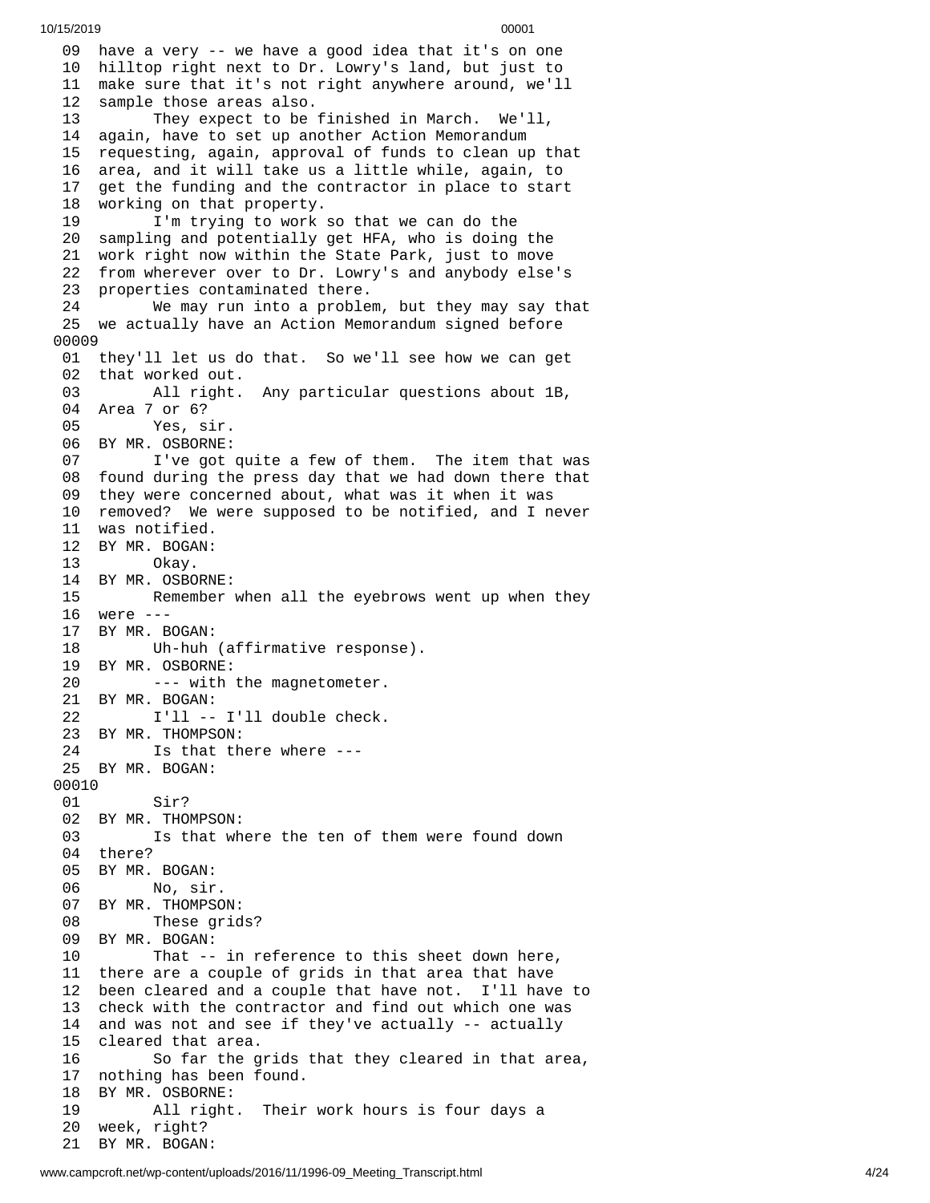09 have a very -- we have a good idea that it's on one
10 hilltop right next to Dr. Lowry's land, but just to
11 make sure that it's not right anywhere around, we'll
12 sample those areas also.
13 They expect to be finished in March. We'll,
14 again, have to set up another Action Memorandum
15 requesting, again, approval of funds to clean up that
16 area, and it will take us a little while, again, to
17 get the funding and the contractor in place to start
18 working on that property.
19 I'm trying to work so that we can do the
20 sampling and potentially get HFA, who is doing the
21 work right now within the State Park, just to move
22 from wherever over to Dr. Lowry's and anybody else's
23 properties contaminated there.
24 We may run into a problem, but they may say that
25 we actually have an Action Memorandum signed before
00009
01 they'll let us do that. So we'll see how we can get
02 that worked out.
03 All right. Any particular questions about 1B,
04 Area 7 or 6?
05 Yes, sir.
06 BY MR. OSBORNE:
07 I've got quite a few of them. The item that was
08 found during the press day that we had down there that
09 they were concerned about, what was it when it was
10 removed? We were supposed to be notified, and I never
11 was notified.
12 BY MR. BOGAN:
13 Okay.
14 BY MR. OSBORNE:
15 Remember when all the eyebrows went up when they
16 were ---
17 BY MR. BOGAN:
18 Uh-huh (affirmative response).
19 BY MR. OSBORNE:
20 --- with the magnetometer.
21 BY MR. BOGAN:
22 I'll -- I'll double check.
23 BY MR. THOMPSON:
24 Is that there where ---
25 BY MR. BOGAN:
00010
01 Sir?
02 BY MR. THOMPSON:
03 Is that where the ten of them were found down
04 there?
05 BY MR. BOGAN:
06 No, sir.
07 BY MR. THOMPSON:
08 These grids?
09 BY MR. BOGAN:
10 That -- in reference to this sheet down here,
11 there are a couple of grids in that area that have
12 been cleared and a couple that have not. I'll have to
13 check with the contractor and find out which one was
14 and was not and see if they've actually -- actually
15 cleared that area.
16 So far the grids that they cleared in that area,
17 nothing has been found.
18 BY MR. OSBORNE:
19 All right. Their work hours is four days a
20 week, right?
21 BY MR. BOGAN: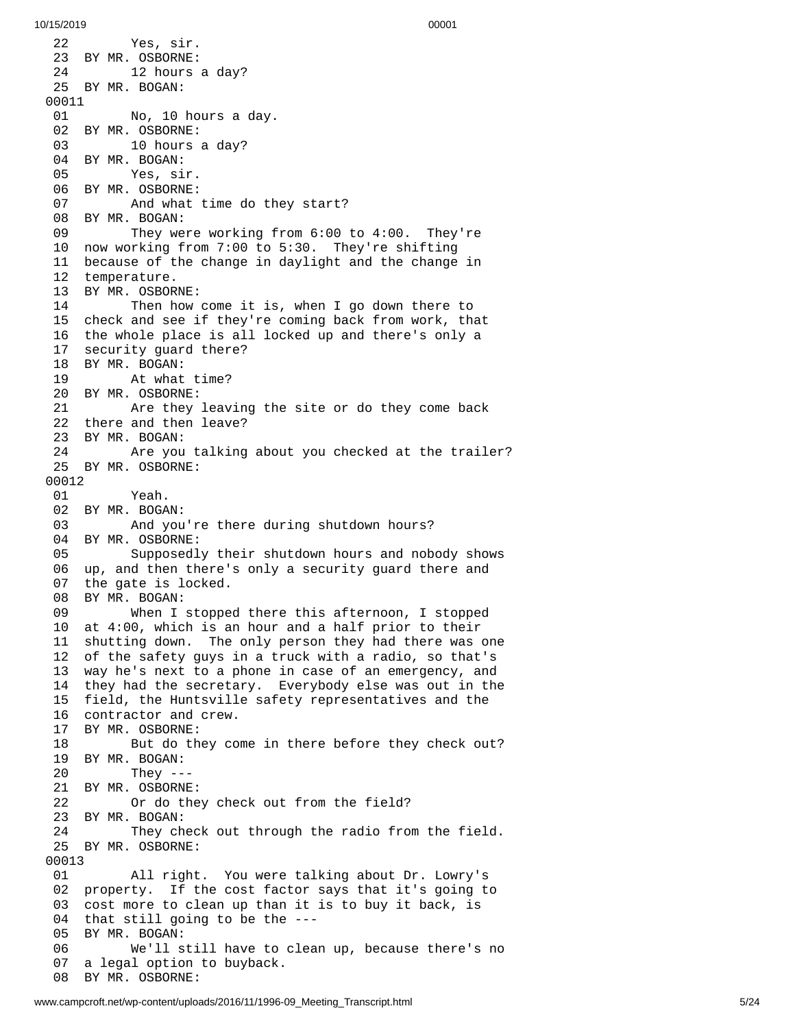```
22        Yes, sir.
23  BY MR. OSBORNE:
24        12 hours a day?
25  BY MR. BOGAN:
00011
01        No, 10 hours a day.
02  BY MR. OSBORNE:
03        10 hours a day?
04  BY MR. BOGAN:
05        Yes, sir.
06  BY MR. OSBORNE:
07        And what time do they start?
08  BY MR. BOGAN:
09        They were working from 6:00 to 4:00.  They're
10  now working from 7:00 to 5:30.  They're shifting
11  because of the change in daylight and the change in
12  temperature.
13  BY MR. OSBORNE:
14        Then how come it is, when I go down there to
15  check and see if they're coming back from work, that
16  the whole place is all locked up and there's only a
17  security guard there?
18  BY MR. BOGAN:
19        At what time?
20  BY MR. OSBORNE:
21        Are they leaving the site or do they come back
22  there and then leave?
23  BY MR. BOGAN:
24        Are you talking about you checked at the trailer?
25  BY MR. OSBORNE:
00012
01        Yeah.
02  BY MR. BOGAN:
03        And you're there during shutdown hours?
04  BY MR. OSBORNE:
05        Supposedly their shutdown hours and nobody shows
06  up, and then there's only a security guard there and
07  the gate is locked.
08  BY MR. BOGAN:
09        When I stopped there this afternoon, I stopped
10  at 4:00, which is an hour and a half prior to their
11  shutting down.  The only person they had there was one
12  of the safety guys in a truck with a radio, so that's
13  way he's next to a phone in case of an emergency, and
14  they had the secretary.  Everybody else was out in the
15  field, the Huntsville safety representatives and the
16  contractor and crew.
17  BY MR. OSBORNE:
18        But do they come in there before they check out?
19  BY MR. BOGAN:
20        They ---
21  BY MR. OSBORNE:
22        Or do they check out from the field?
23  BY MR. BOGAN:
24        They check out through the radio from the field.
25  BY MR. OSBORNE:
00013
01        All right.  You were talking about Dr. Lowry's
02  property.  If the cost factor says that it's going to
03  cost more to clean up than it is to buy it back, is
04  that still going to be the ---
05  BY MR. BOGAN:
06        We'll still have to clean up, because there's no
07  a legal option to buyback.
08  BY MR. OSBORNE:
```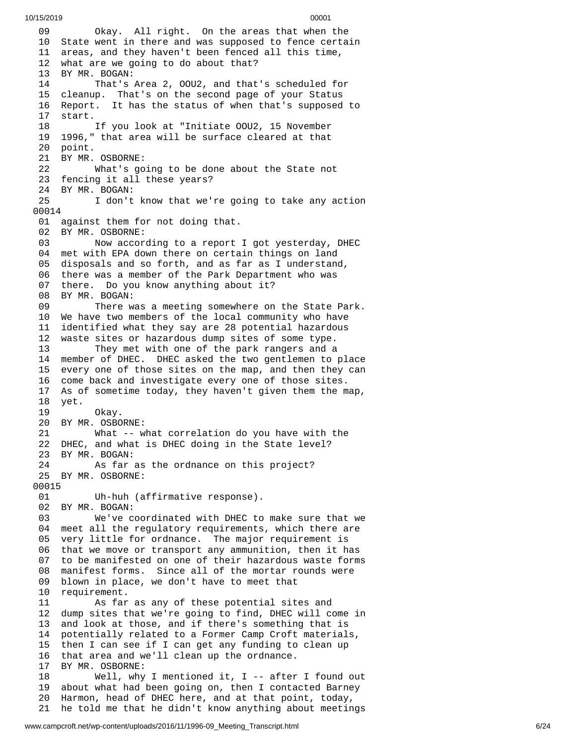09 Okay. All right. On the areas that when the
10 State went in there and was supposed to fence certain
11 areas, and they haven't been fenced all this time,
12 what are we going to do about that?
13 BY MR. BOGAN:
14 That's Area 2, OOU2, and that's scheduled for
15 cleanup. That's on the second page of your Status
16 Report. It has the status of when that's supposed to
17 start.
18 If you look at "Initiate OOU2, 15 November
19 1996," that area will be surface cleared at that
20 point.
21 BY MR. OSBORNE:
22 What's going to be done about the State not
23 fencing it all these years?
24 BY MR. BOGAN:
25 I don't know that we're going to take any action
00014
01 against them for not doing that.
02 BY MR. OSBORNE:
03 Now according to a report I got yesterday, DHEC
04 met with EPA down there on certain things on land
05 disposals and so forth, and as far as I understand,
06 there was a member of the Park Department who was
07 there. Do you know anything about it?
08 BY MR. BOGAN:
09 There was a meeting somewhere on the State Park.
10 We have two members of the local community who have
11 identified what they say are 28 potential hazardous
12 waste sites or hazardous dump sites of some type.
13 They met with one of the park rangers and a
14 member of DHEC. DHEC asked the two gentlemen to place
15 every one of those sites on the map, and then they can
16 come back and investigate every one of those sites.
17 As of sometime today, they haven't given them the map,
18 yet.
19 Okay.
20 BY MR. OSBORNE:
21 What -- what correlation do you have with the
22 DHEC, and what is DHEC doing in the State level?
23 BY MR. BOGAN:
24 As far as the ordnance on this project?
25 BY MR. OSBORNE:
00015
01 Uh-huh (affirmative response).
02 BY MR. BOGAN:
03 We've coordinated with DHEC to make sure that we
04 meet all the regulatory requirements, which there are
05 very little for ordnance. The major requirement is
06 that we move or transport any ammunition, then it has
07 to be manifested on one of their hazardous waste forms
08 manifest forms. Since all of the mortar rounds were
09 blown in place, we don't have to meet that
10 requirement.
11 As far as any of these potential sites and
12 dump sites that we're going to find, DHEC will come in
13 and look at those, and if there's something that is
14 potentially related to a Former Camp Croft materials,
15 then I can see if I can get any funding to clean up
16 that area and we'll clean up the ordnance.
17 BY MR. OSBORNE:
18 Well, why I mentioned it, I -- after I found out
19 about what had been going on, then I contacted Barney
20 Harmon, head of DHEC here, and at that point, today,
21 he told me that he didn't know anything about meetings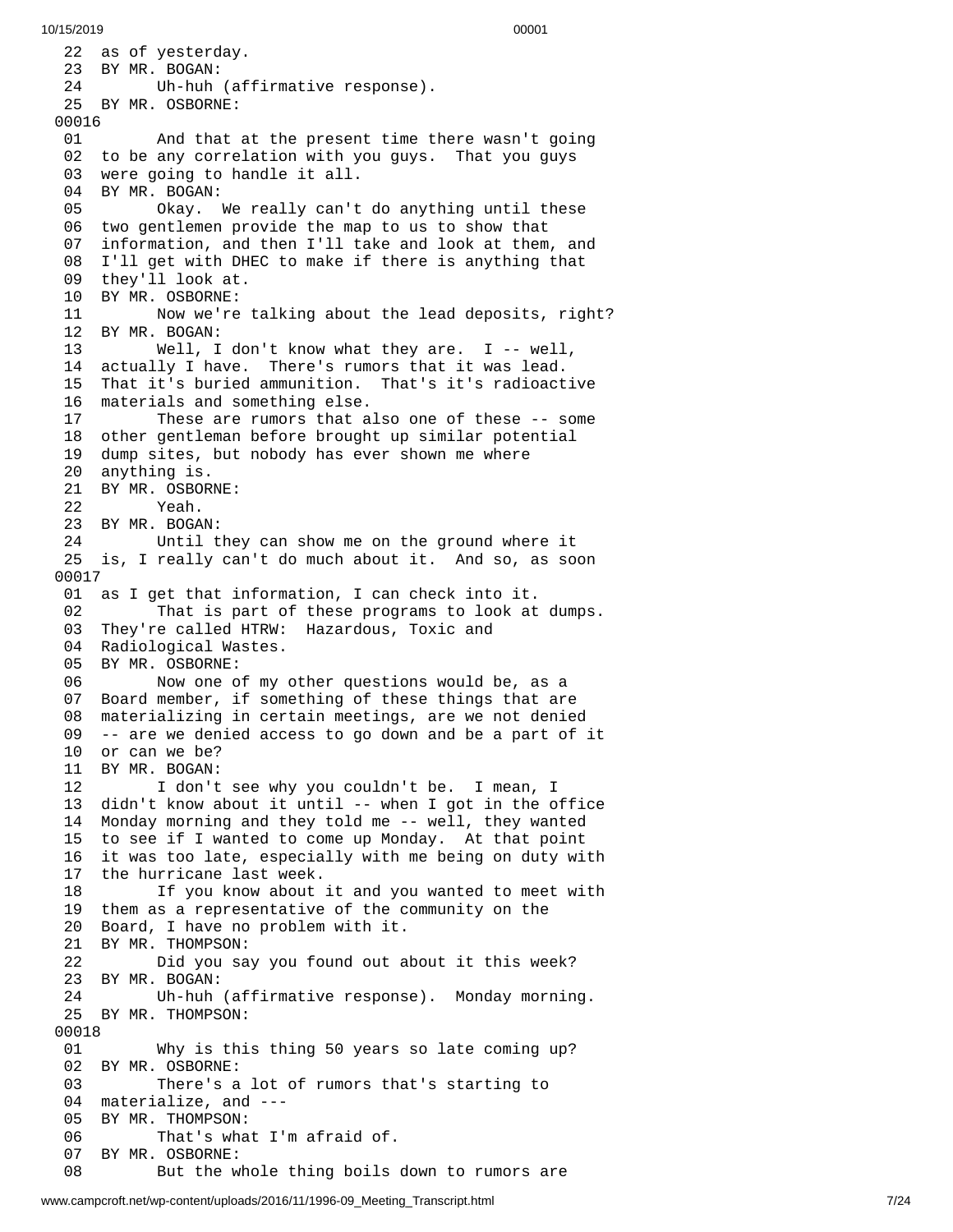22 as of yesterday.
23 BY MR. BOGAN:
24 Uh-huh (affirmative response).
25 BY MR. OSBORNE:
00016
01 And that at the present time there wasn't going
02 to be any correlation with you guys. That you guys
03 were going to handle it all.
04 BY MR. BOGAN:
05 Okay. We really can't do anything until these
06 two gentlemen provide the map to us to show that
07 information, and then I'll take and look at them, and
08 I'll get with DHEC to make if there is anything that
09 they'll look at.
10 BY MR. OSBORNE:
11 Now we're talking about the lead deposits, right?
12 BY MR. BOGAN:
13 Well, I don't know what they are. I -- well,
14 actually I have. There's rumors that it was lead.
15 That it's buried ammunition. That's it's radioactive
16 materials and something else.
17 These are rumors that also one of these -- some
18 other gentleman before brought up similar potential
19 dump sites, but nobody has ever shown me where
20 anything is.
21 BY MR. OSBORNE:
22 Yeah.
23 BY MR. BOGAN:
24 Until they can show me on the ground where it
25 is, I really can't do much about it. And so, as soon
00017
01 as I get that information, I can check into it.
02 That is part of these programs to look at dumps.
03 They're called HTRW: Hazardous, Toxic and
04 Radiological Wastes.
05 BY MR. OSBORNE:
06 Now one of my other questions would be, as a
07 Board member, if something of these things that are
08 materializing in certain meetings, are we not denied
09 -- are we denied access to go down and be a part of it
10 or can we be?
11 BY MR. BOGAN:
12 I don't see why you couldn't be. I mean, I
13 didn't know about it until -- when I got in the office
14 Monday morning and they told me -- well, they wanted
15 to see if I wanted to come up Monday. At that point
16 it was too late, especially with me being on duty with
17 the hurricane last week.
18 If you know about it and you wanted to meet with
19 them as a representative of the community on the
20 Board, I have no problem with it.
21 BY MR. THOMPSON:
22 Did you say you found out about it this week?
23 BY MR. BOGAN:
24 Uh-huh (affirmative response). Monday morning.
25 BY MR. THOMPSON:
00018
01 Why is this thing 50 years so late coming up?
02 BY MR. OSBORNE:
03 There's a lot of rumors that's starting to
04 materialize, and ---
05 BY MR. THOMPSON:
06 That's what I'm afraid of.
07 BY MR. OSBORNE:
08 But the whole thing boils down to rumors are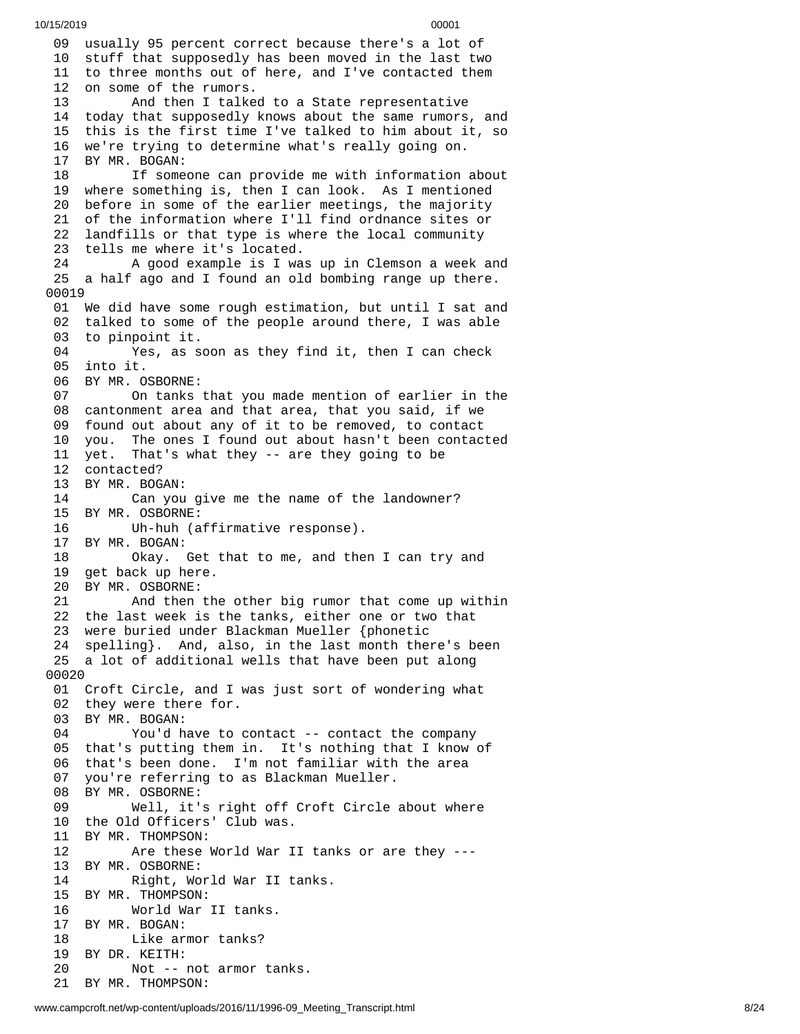09 usually 95 percent correct because there's a lot of
10 stuff that supposedly has been moved in the last two
11 to three months out of here, and I've contacted them
12 on some of the rumors.
13 And then I talked to a State representative
14 today that supposedly knows about the same rumors, and
15 this is the first time I've talked to him about it, so
16 we're trying to determine what's really going on.
17 BY MR. BOGAN:
18 If someone can provide me with information about
19 where something is, then I can look. As I mentioned
20 before in some of the earlier meetings, the majority
21 of the information where I'll find ordnance sites or
22 landfills or that type is where the local community
23 tells me where it's located.
24 A good example is I was up in Clemson a week and
25 a half ago and I found an old bombing range up there.
00019
01 We did have some rough estimation, but until I sat and
02 talked to some of the people around there, I was able
03 to pinpoint it.
04 Yes, as soon as they find it, then I can check
05 into it.
06 BY MR. OSBORNE:
07 On tanks that you made mention of earlier in the
08 cantonment area and that area, that you said, if we
09 found out about any of it to be removed, to contact
10 you. The ones I found out about hasn't been contacted
11 yet. That's what they -- are they going to be
12 contacted?
13 BY MR. BOGAN:
14 Can you give me the name of the landowner?
15 BY MR. OSBORNE:
16 Uh-huh (affirmative response).
17 BY MR. BOGAN:
18 Okay. Get that to me, and then I can try and
19 get back up here.
20 BY MR. OSBORNE:
21 And then the other big rumor that come up within
22 the last week is the tanks, either one or two that
23 were buried under Blackman Mueller {phonetic
24 spelling}. And, also, in the last month there's been
25 a lot of additional wells that have been put along
00020
01 Croft Circle, and I was just sort of wondering what
02 they were there for.
03 BY MR. BOGAN:
04 You'd have to contact -- contact the company
05 that's putting them in. It's nothing that I know of
06 that's been done. I'm not familiar with the area
07 you're referring to as Blackman Mueller.
08 BY MR. OSBORNE:
09 Well, it's right off Croft Circle about where
10 the Old Officers' Club was.
11 BY MR. THOMPSON:
12 Are these World War II tanks or are they ---
13 BY MR. OSBORNE:
14 Right, World War II tanks.
15 BY MR. THOMPSON:
16 World War II tanks.
17 BY MR. BOGAN:
18 Like armor tanks?
19 BY DR. KEITH:
20 Not -- not armor tanks.
21 BY MR. THOMPSON: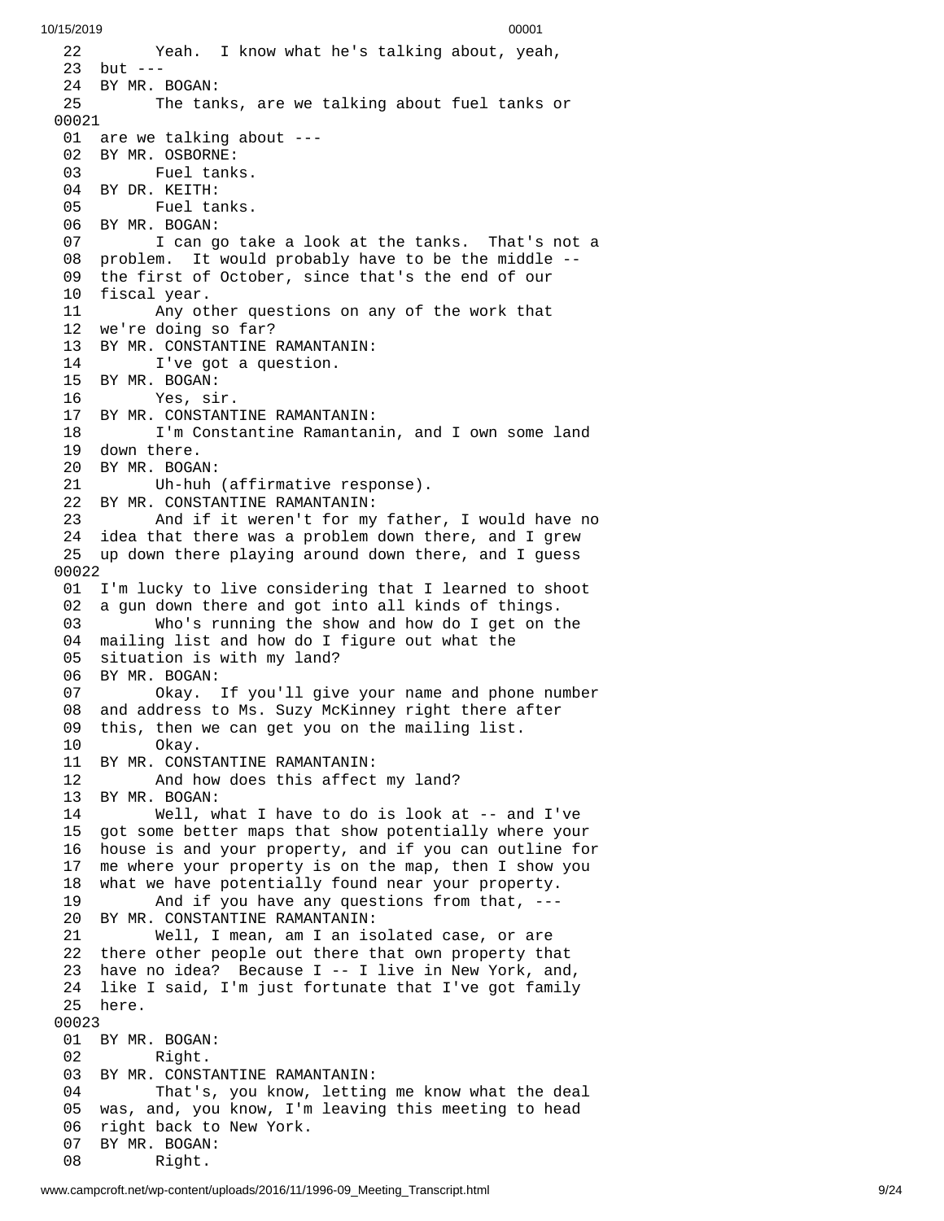22 Yeah. I know what he's talking about, yeah,
23 but ---
24 BY MR. BOGAN:
25 The tanks, are we talking about fuel tanks or
00021
01 are we talking about ---
02 BY MR. OSBORNE:
03 Fuel tanks.
04 BY DR. KEITH:
05 Fuel tanks.
06 BY MR. BOGAN:
07 I can go take a look at the tanks. That's not a
08 problem. It would probably have to be the middle --
09 the first of October, since that's the end of our
10 fiscal year.
11 Any other questions on any of the work that
12 we're doing so far?
13 BY MR. CONSTANTINE RAMANTANIN:
14 I've got a question.
15 BY MR. BOGAN:
16 Yes, sir.
17 BY MR. CONSTANTINE RAMANTANIN:
18 I'm Constantine Ramantanin, and I own some land
19 down there.
20 BY MR. BOGAN:
21 Uh-huh (affirmative response).
22 BY MR. CONSTANTINE RAMANTANIN:
23 And if it weren't for my father, I would have no
24 idea that there was a problem down there, and I grew
25 up down there playing around down there, and I guess
00022
01 I'm lucky to live considering that I learned to shoot
02 a gun down there and got into all kinds of things.
03 Who's running the show and how do I get on the
04 mailing list and how do I figure out what the
05 situation is with my land?
06 BY MR. BOGAN:
07 Okay. If you'll give your name and phone number
08 and address to Ms. Suzy McKinney right there after
09 this, then we can get you on the mailing list.
10 Okay.
11 BY MR. CONSTANTINE RAMANTANIN:
12 And how does this affect my land?
13 BY MR. BOGAN:
14 Well, what I have to do is look at -- and I've
15 got some better maps that show potentially where your
16 house is and your property, and if you can outline for
17 me where your property is on the map, then I show you
18 what we have potentially found near your property.
19 And if you have any questions from that, ---
20 BY MR. CONSTANTINE RAMANTANIN:
21 Well, I mean, am I an isolated case, or are
22 there other people out there that own property that
23 have no idea? Because I -- I live in New York, and,
24 like I said, I'm just fortunate that I've got family
25 here.
00023
01 BY MR. BOGAN:
02 Right.
03 BY MR. CONSTANTINE RAMANTANIN:
04 That's, you know, letting me know what the deal
05 was, and, you know, I'm leaving this meeting to head
06 right back to New York.
07 BY MR. BOGAN:
08 Right.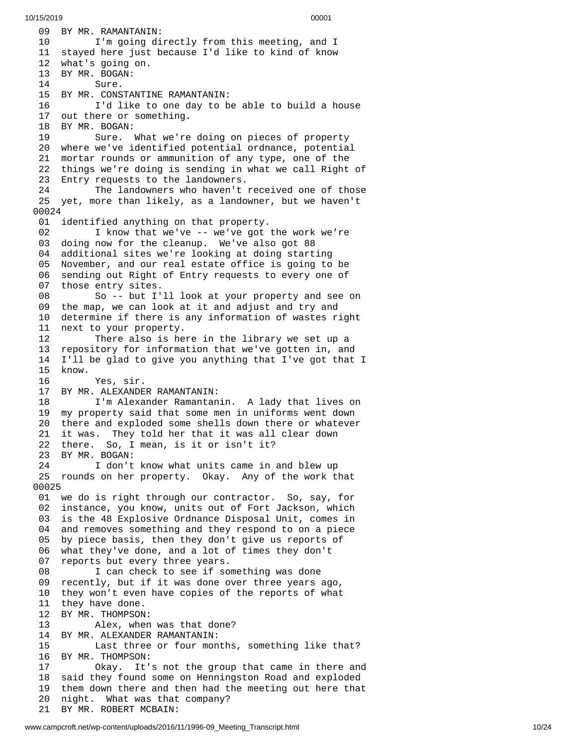```
09  BY MR. RAMANTANIN:
10        I'm going directly from this meeting, and I
11  stayed here just because I'd like to kind of know
12  what's going on.
13  BY MR. BOGAN:
14        Sure.
15  BY MR. CONSTANTINE RAMANTANIN:
16        I'd like to one day to be able to build a house
17  out there or something.
18  BY MR. BOGAN:
19        Sure.  What we're doing on pieces of property
20  where we've identified potential ordnance, potential
21  mortar rounds or ammunition of any type, one of the
22  things we're doing is sending in what we call Right of
23  Entry requests to the landowners.
24        The landowners who haven't received one of those
25  yet, more than likely, as a landowner, but we haven't
00024
01  identified anything on that property.
02        I know that we've -- we've got the work we're
03  doing now for the cleanup.  We've also got 88
04  additional sites we're looking at doing starting
05  November, and our real estate office is going to be
06  sending out Right of Entry requests to every one of
07  those entry sites.
08        So -- but I'll look at your property and see on
09  the map, we can look at it and adjust and try and
10  determine if there is any information of wastes right
11  next to your property.
12        There also is here in the library we set up a
13  repository for information that we've gotten in, and
14  I'll be glad to give you anything that I've got that I
15  know.
16        Yes, sir.
17  BY MR. ALEXANDER RAMANTANIN:
18        I'm Alexander Ramantanin.  A lady that lives on
19  my property said that some men in uniforms went down
20  there and exploded some shells down there or whatever
21  it was.  They told her that it was all clear down
22  there.  So, I mean, is it or isn't it?
23  BY MR. BOGAN:
24        I don't know what units came in and blew up
25  rounds on her property.  Okay.  Any of the work that
00025
01  we do is right through our contractor.  So, say, for
02  instance, you know, units out of Fort Jackson, which
03  is the 48 Explosive Ordnance Disposal Unit, comes in
04  and removes something and they respond to on a piece
05  by piece basis, then they don't give us reports of
06  what they've done, and a lot of times they don't
07  reports but every three years.
08        I can check to see if something was done
09  recently, but if it was done over three years ago,
10  they won't even have copies of the reports of what
11  they have done.
12  BY MR. THOMPSON:
13        Alex, when was that done?
14  BY MR. ALEXANDER RAMANTANIN:
15        Last three or four months, something like that?
16  BY MR. THOMPSON:
17        Okay.  It's not the group that came in there and
18  said they found some on Henningston Road and exploded
19  them down there and then had the meeting out here that
20  night.  What was that company?
21  BY MR. ROBERT MCBAIN:
```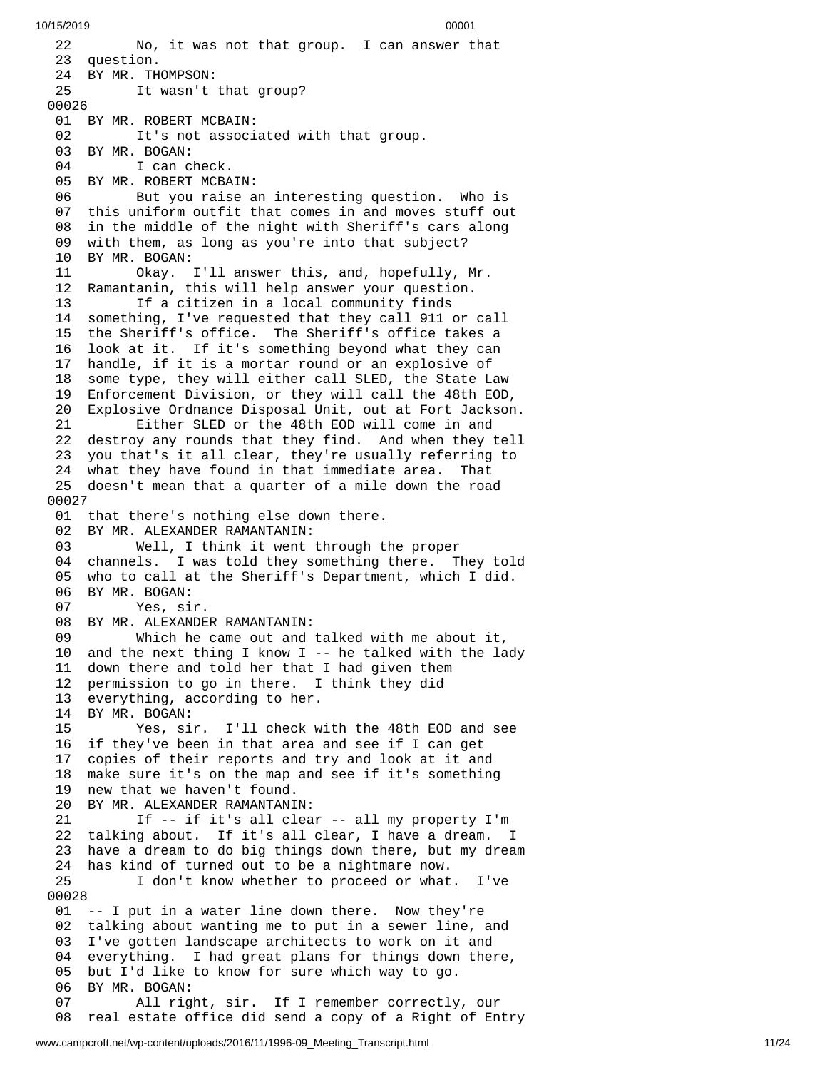```
22        No, it was not that group.  I can answer that
23  question.
24  BY MR. THOMPSON:
25        It wasn't that group?
00026
01  BY MR. ROBERT MCBAIN:
02        It's not associated with that group.
03  BY MR. BOGAN:
04        I can check.
05  BY MR. ROBERT MCBAIN:
06        But you raise an interesting question.  Who is
07  this uniform outfit that comes in and moves stuff out
08  in the middle of the night with Sheriff's cars along
09  with them, as long as you're into that subject?
10  BY MR. BOGAN:
11        Okay.  I'll answer this, and, hopefully, Mr.
12  Ramantanin, this will help answer your question.
13        If a citizen in a local community finds
14  something, I've requested that they call 911 or call
15  the Sheriff's office.  The Sheriff's office takes a
16  look at it.  If it's something beyond what they can
17  handle, if it is a mortar round or an explosive of
18  some type, they will either call SLED, the State Law
19  Enforcement Division, or they will call the 48th EOD,
20  Explosive Ordnance Disposal Unit, out at Fort Jackson.
21        Either SLED or the 48th EOD will come in and
22  destroy any rounds that they find.  And when they tell
23  you that's it all clear, they're usually referring to
24  what they have found in that immediate area.  That
25  doesn't mean that a quarter of a mile down the road
00027
01  that there's nothing else down there.
02  BY MR. ALEXANDER RAMANTANIN:
03        Well, I think it went through the proper
04  channels.  I was told they something there.  They told
05  who to call at the Sheriff's Department, which I did.
06  BY MR. BOGAN:
07        Yes, sir.
08  BY MR. ALEXANDER RAMANTANIN:
09        Which he came out and talked with me about it,
10  and the next thing I know I -- he talked with the lady
11  down there and told her that I had given them
12  permission to go in there.  I think they did
13  everything, according to her.
14  BY MR. BOGAN:
15        Yes, sir.  I'll check with the 48th EOD and see
16  if they've been in that area and see if I can get
17  copies of their reports and try and look at it and
18  make sure it's on the map and see if it's something
19  new that we haven't found.
20  BY MR. ALEXANDER RAMANTANIN:
21        If -- if it's all clear -- all my property I'm
22  talking about.  If it's all clear, I have a dream.  I
23  have a dream to do big things down there, but my dream
24  has kind of turned out to be a nightmare now.
25        I don't know whether to proceed or what.  I've
00028
01  -- I put in a water line down there.  Now they're
02  talking about wanting me to put in a sewer line, and
03  I've gotten landscape architects to work on it and
04  everything.  I had great plans for things down there,
05  but I'd like to know for sure which way to go.
06  BY MR. BOGAN:
07        All right, sir.  If I remember correctly, our
08  real estate office did send a copy of a Right of Entry
```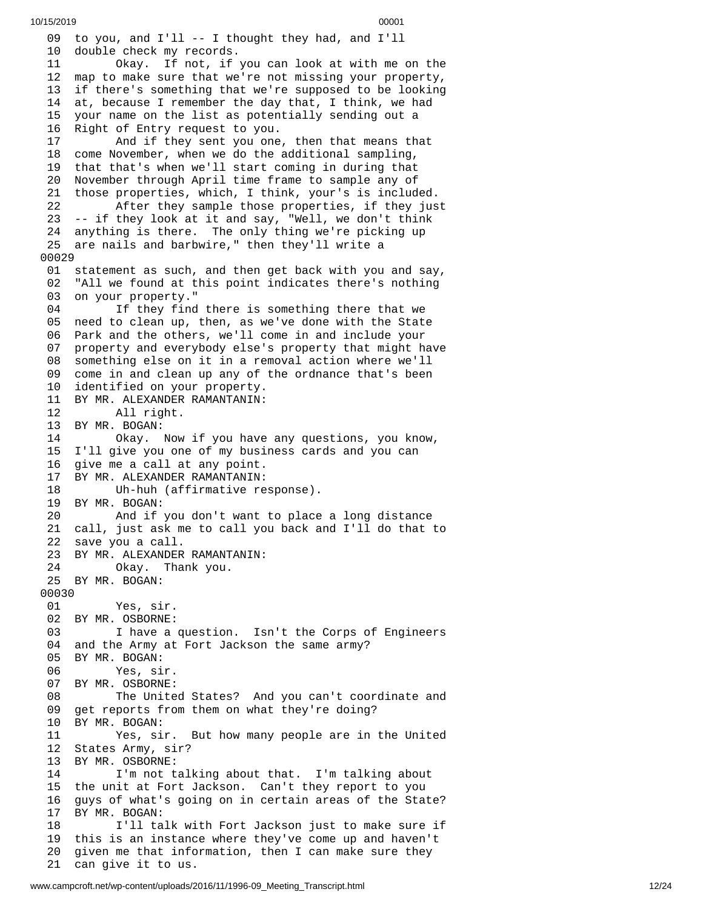09 to you, and I'll -- I thought they had, and I'll
10 double check my records.
11 Okay. If not, if you can look at with me on the
12 map to make sure that we're not missing your property,
13 if there's something that we're supposed to be looking
14 at, because I remember the day that, I think, we had
15 your name on the list as potentially sending out a
16 Right of Entry request to you.
17 And if they sent you one, then that means that
18 come November, when we do the additional sampling,
19 that that's when we'll start coming in during that
20 November through April time frame to sample any of
21 those properties, which, I think, your's is included.
22 After they sample those properties, if they just
23 -- if they look at it and say, "Well, we don't think
24 anything is there. The only thing we're picking up
25 are nails and barbwire," then they'll write a

00029

01 statement as such, and then get back with you and say,
02 "All we found at this point indicates there's nothing
03 on your property."
04 If they find there is something there that we
05 need to clean up, then, as we've done with the State
06 Park and the others, we'll come in and include your
07 property and everybody else's property that might have
08 something else on it in a removal action where we'll
09 come in and clean up any of the ordnance that's been
10 identified on your property.
11 BY MR. ALEXANDER RAMANTANIN:
12 All right.
13 BY MR. BOGAN:
14 Okay. Now if you have any questions, you know,
15 I'll give you one of my business cards and you can
16 give me a call at any point.
17 BY MR. ALEXANDER RAMANTANIN:
18 Uh-huh (affirmative response).
19 BY MR. BOGAN:
20 And if you don't want to place a long distance
21 call, just ask me to call you back and I'll do that to
22 save you a call.
23 BY MR. ALEXANDER RAMANTANIN:
24 Okay. Thank you.
25 BY MR. BOGAN:

00030

01 Yes, sir.
02 BY MR. OSBORNE:
03 I have a question. Isn't the Corps of Engineers
04 and the Army at Fort Jackson the same army?
05 BY MR. BOGAN:
06 Yes, sir.
07 BY MR. OSBORNE:
08 The United States? And you can't coordinate and
09 get reports from them on what they're doing?
10 BY MR. BOGAN:
11 Yes, sir. But how many people are in the United
12 States Army, sir?
13 BY MR. OSBORNE:
14 I'm not talking about that. I'm talking about
15 the unit at Fort Jackson. Can't they report to you
16 guys of what's going on in certain areas of the State?
17 BY MR. BOGAN:
18 I'll talk with Fort Jackson just to make sure if
19 this is an instance where they've come up and haven't
20 given me that information, then I can make sure they
21 can give it to us.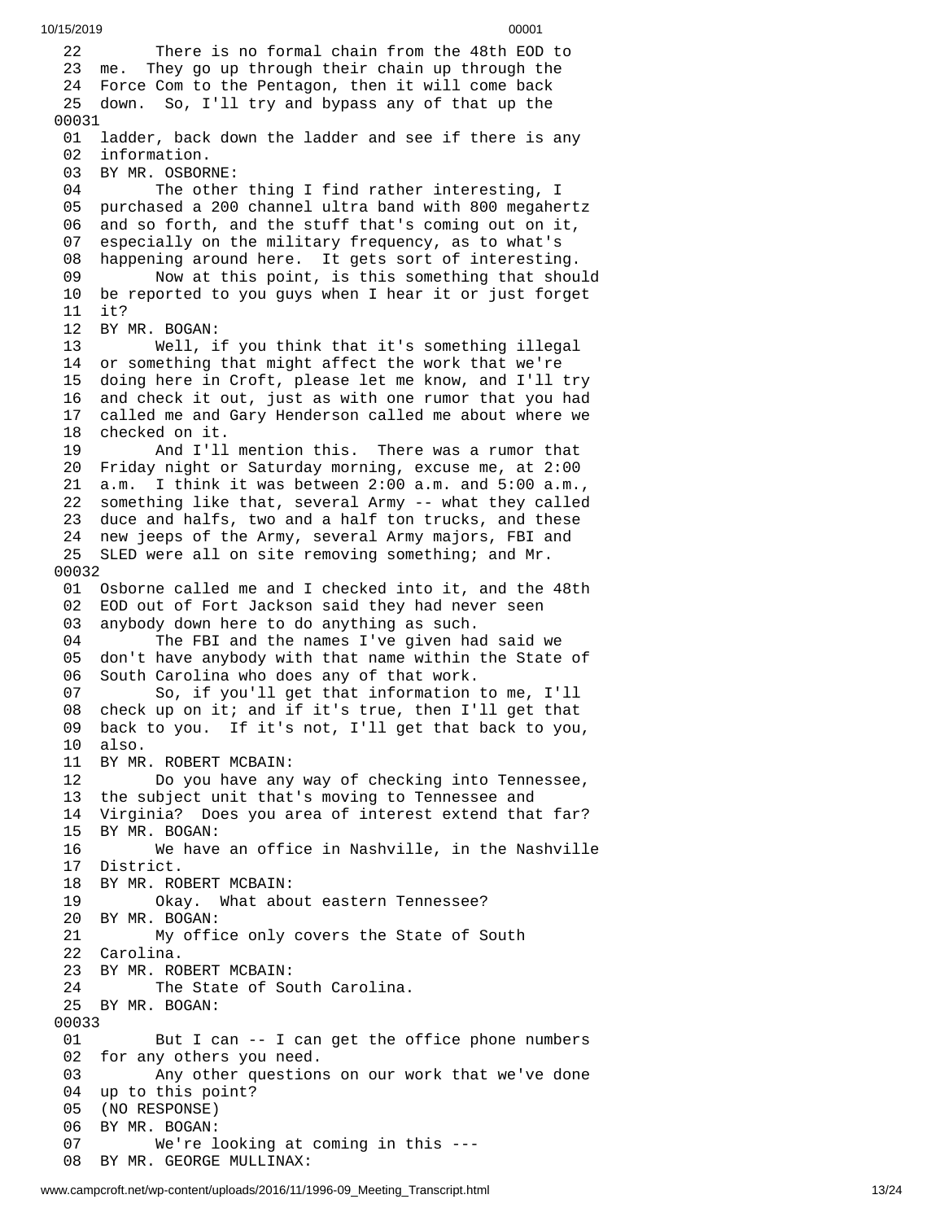22 There is no formal chain from the 48th EOD to
23 me. They go up through their chain up through the
24 Force Com to the Pentagon, then it will come back
25 down. So, I'll try and bypass any of that up the
00031
01 ladder, back down the ladder and see if there is any
02 information.
03 BY MR. OSBORNE:
04 The other thing I find rather interesting, I
05 purchased a 200 channel ultra band with 800 megahertz
06 and so forth, and the stuff that's coming out on it,
07 especially on the military frequency, as to what's
08 happening around here. It gets sort of interesting.
09 Now at this point, is this something that should
10 be reported to you guys when I hear it or just forget
11 it?
12 BY MR. BOGAN:
13 Well, if you think that it's something illegal
14 or something that might affect the work that we're
15 doing here in Croft, please let me know, and I'll try
16 and check it out, just as with one rumor that you had
17 called me and Gary Henderson called me about where we
18 checked on it.
19 And I'll mention this. There was a rumor that
20 Friday night or Saturday morning, excuse me, at 2:00
21 a.m. I think it was between 2:00 a.m. and 5:00 a.m.,
22 something like that, several Army -- what they called
23 duce and halfs, two and a half ton trucks, and these
24 new jeeps of the Army, several Army majors, FBI and
25 SLED were all on site removing something; and Mr.
00032
01 Osborne called me and I checked into it, and the 48th
02 EOD out of Fort Jackson said they had never seen
03 anybody down here to do anything as such.
04 The FBI and the names I've given had said we
05 don't have anybody with that name within the State of
06 South Carolina who does any of that work.
07 So, if you'll get that information to me, I'll
08 check up on it; and if it's true, then I'll get that
09 back to you. If it's not, I'll get that back to you,
10 also.
11 BY MR. ROBERT MCBAIN:
12 Do you have any way of checking into Tennessee,
13 the subject unit that's moving to Tennessee and
14 Virginia? Does you area of interest extend that far?
15 BY MR. BOGAN:
16 We have an office in Nashville, in the Nashville
17 District.
18 BY MR. ROBERT MCBAIN:
19 Okay. What about eastern Tennessee?
20 BY MR. BOGAN:
21 My office only covers the State of South
22 Carolina.
23 BY MR. ROBERT MCBAIN:
24 The State of South Carolina.
25 BY MR. BOGAN:
00033
01 But I can -- I can get the office phone numbers
02 for any others you need.
03 Any other questions on our work that we've done
04 up to this point?
05 (NO RESPONSE)
06 BY MR. BOGAN:
07 We're looking at coming in this ---
08 BY MR. GEORGE MULLINAX: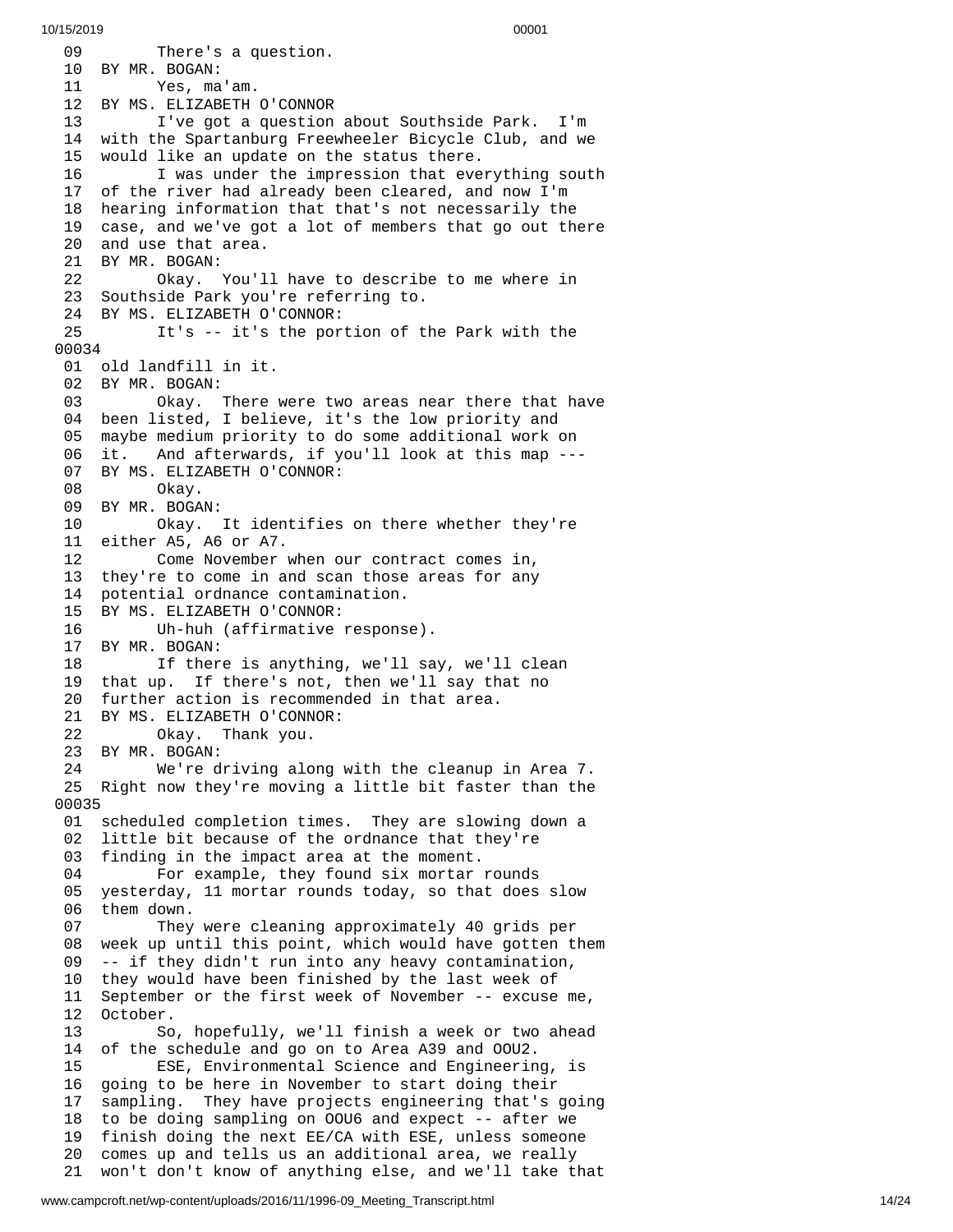09 There's a question.
10 BY MR. BOGAN:
11 Yes, ma'am.
12 BY MS. ELIZABETH O'CONNOR
13 I've got a question about Southside Park. I'm
14 with the Spartanburg Freewheeler Bicycle Club, and we
15 would like an update on the status there.
16 I was under the impression that everything south
17 of the river had already been cleared, and now I'm
18 hearing information that that's not necessarily the
19 case, and we've got a lot of members that go out there
20 and use that area.
21 BY MR. BOGAN:
22 Okay. You'll have to describe to me where in
23 Southside Park you're referring to.
24 BY MS. ELIZABETH O'CONNOR:
25 It's -- it's the portion of the Park with the

00034

01 old landfill in it.
02 BY MR. BOGAN:
03 Okay. There were two areas near there that have
04 been listed, I believe, it's the low priority and
05 maybe medium priority to do some additional work on
06 it. And afterwards, if you'll look at this map ---
07 BY MS. ELIZABETH O'CONNOR:
08 Okay.
09 BY MR. BOGAN:
10 Okay. It identifies on there whether they're
11 either A5, A6 or A7.
12 Come November when our contract comes in,
13 they're to come in and scan those areas for any
14 potential ordnance contamination.
15 BY MS. ELIZABETH O'CONNOR:
16 Uh-huh (affirmative response).
17 BY MR. BOGAN:
18 If there is anything, we'll say, we'll clean
19 that up. If there's not, then we'll say that no
20 further action is recommended in that area.
21 BY MS. ELIZABETH O'CONNOR:
22 Okay. Thank you.
23 BY MR. BOGAN:
24 We're driving along with the cleanup in Area 7.
25 Right now they're moving a little bit faster than the

00035

01 scheduled completion times. They are slowing down a
02 little bit because of the ordnance that they're
03 finding in the impact area at the moment.
04 For example, they found six mortar rounds
05 yesterday, 11 mortar rounds today, so that does slow
06 them down.
07 They were cleaning approximately 40 grids per
08 week up until this point, which would have gotten them
09 -- if they didn't run into any heavy contamination,
10 they would have been finished by the last week of
11 September or the first week of November -- excuse me,
12 October.
13 So, hopefully, we'll finish a week or two ahead
14 of the schedule and go on to Area A39 and OOU2.
15 ESE, Environmental Science and Engineering, is
16 going to be here in November to start doing their
17 sampling. They have projects engineering that's going
18 to be doing sampling on OOU6 and expect -- after we
19 finish doing the next EE/CA with ESE, unless someone
20 comes up and tells us an additional area, we really
21 won't don't know of anything else, and we'll take that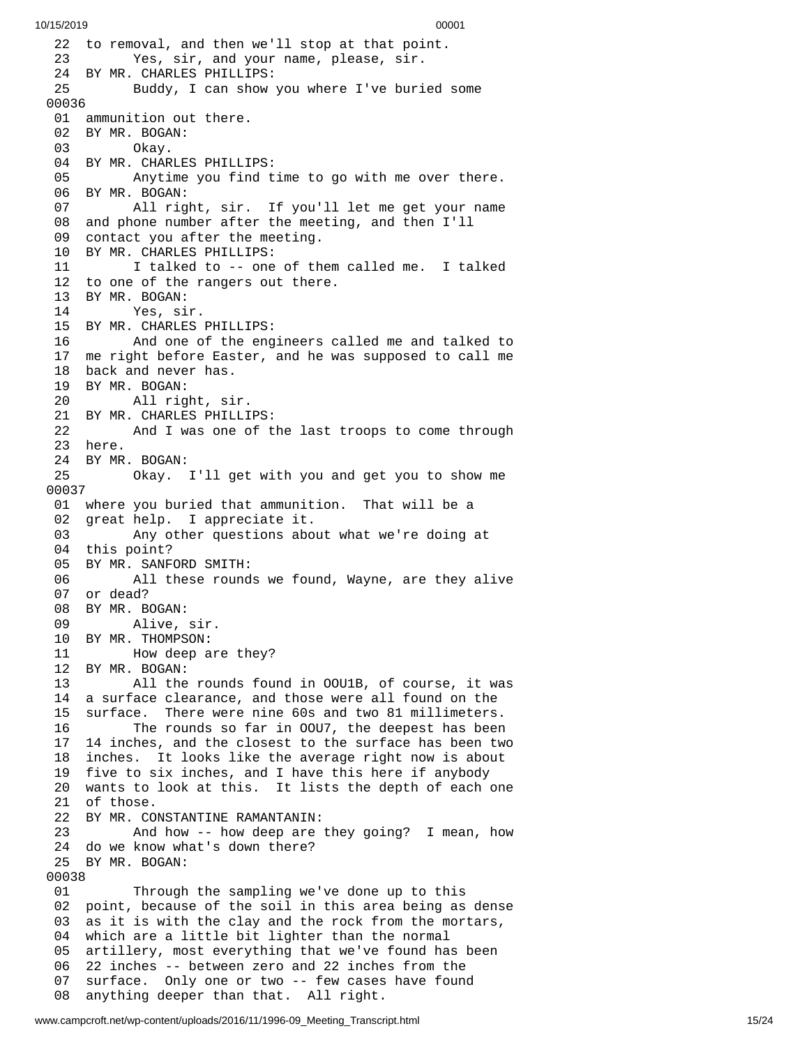22 to removal, and then we'll stop at that point.
23 Yes, sir, and your name, please, sir.
24 BY MR. CHARLES PHILLIPS:
25 Buddy, I can show you where I've buried some
00036
01 ammunition out there.
02 BY MR. BOGAN:
03 Okay.
04 BY MR. CHARLES PHILLIPS:
05 Anytime you find time to go with me over there.
06 BY MR. BOGAN:
07 All right, sir. If you'll let me get your name
08 and phone number after the meeting, and then I'll
09 contact you after the meeting.
10 BY MR. CHARLES PHILLIPS:
11 I talked to -- one of them called me. I talked
12 to one of the rangers out there.
13 BY MR. BOGAN:
14 Yes, sir.
15 BY MR. CHARLES PHILLIPS:
16 And one of the engineers called me and talked to
17 me right before Easter, and he was supposed to call me
18 back and never has.
19 BY MR. BOGAN:
20 All right, sir.
21 BY MR. CHARLES PHILLIPS:
22 And I was one of the last troops to come through
23 here.
24 BY MR. BOGAN:
25 Okay. I'll get with you and get you to show me
00037
01 where you buried that ammunition. That will be a
02 great help. I appreciate it.
03 Any other questions about what we're doing at
04 this point?
05 BY MR. SANFORD SMITH:
06 All these rounds we found, Wayne, are they alive
07 or dead?
08 BY MR. BOGAN:
09 Alive, sir.
10 BY MR. THOMPSON:
11 How deep are they?
12 BY MR. BOGAN:
13 All the rounds found in OOU1B, of course, it was
14 a surface clearance, and those were all found on the
15 surface. There were nine 60s and two 81 millimeters.
16 The rounds so far in OOU7, the deepest has been
17 14 inches, and the closest to the surface has been two
18 inches. It looks like the average right now is about
19 five to six inches, and I have this here if anybody
20 wants to look at this. It lists the depth of each one
21 of those.
22 BY MR. CONSTANTINE RAMANTANIN:
23 And how -- how deep are they going? I mean, how
24 do we know what's down there?
25 BY MR. BOGAN:
00038
01 Through the sampling we've done up to this
02 point, because of the soil in this area being as dense
03 as it is with the clay and the rock from the mortars,
04 which are a little bit lighter than the normal
05 artillery, most everything that we've found has been
06 22 inches -- between zero and 22 inches from the
07 surface. Only one or two -- few cases have found
08 anything deeper than that. All right.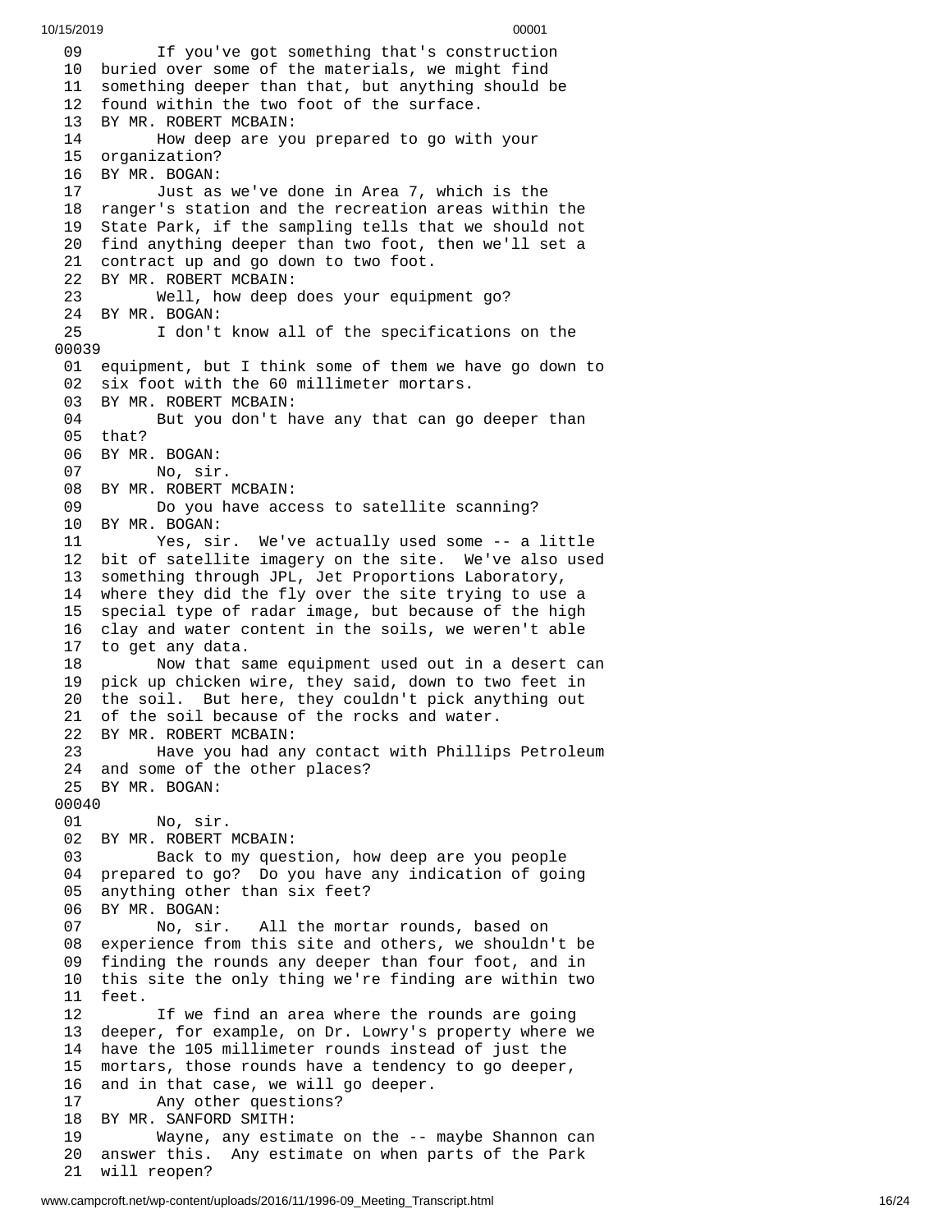09 If you've got something that's construction
10 buried over some of the materials, we might find
11 something deeper than that, but anything should be
12 found within the two foot of the surface.
13 BY MR. ROBERT MCBAIN:
14 How deep are you prepared to go with your
15 organization?
16 BY MR. BOGAN:
17 Just as we've done in Area 7, which is the
18 ranger's station and the recreation areas within the
19 State Park, if the sampling tells that we should not
20 find anything deeper than two foot, then we'll set a
21 contract up and go down to two foot.
22 BY MR. ROBERT MCBAIN:
23 Well, how deep does your equipment go?
24 BY MR. BOGAN:
25 I don't know all of the specifications on the
00039
01 equipment, but I think some of them we have go down to
02 six foot with the 60 millimeter mortars.
03 BY MR. ROBERT MCBAIN:
04 But you don't have any that can go deeper than
05 that?
06 BY MR. BOGAN:
07 No, sir.
08 BY MR. ROBERT MCBAIN:
09 Do you have access to satellite scanning?
10 BY MR. BOGAN:
11 Yes, sir. We've actually used some -- a little
12 bit of satellite imagery on the site. We've also used
13 something through JPL, Jet Proportions Laboratory,
14 where they did the fly over the site trying to use a
15 special type of radar image, but because of the high
16 clay and water content in the soils, we weren't able
17 to get any data.
18 Now that same equipment used out in a desert can
19 pick up chicken wire, they said, down to two feet in
20 the soil. But here, they couldn't pick anything out
21 of the soil because of the rocks and water.
22 BY MR. ROBERT MCBAIN:
23 Have you had any contact with Phillips Petroleum
24 and some of the other places?
25 BY MR. BOGAN:
00040
01 No, sir.
02 BY MR. ROBERT MCBAIN:
03 Back to my question, how deep are you people
04 prepared to go? Do you have any indication of going
05 anything other than six feet?
06 BY MR. BOGAN:
07 No, sir. All the mortar rounds, based on
08 experience from this site and others, we shouldn't be
09 finding the rounds any deeper than four foot, and in
10 this site the only thing we're finding are within two
11 feet.
12 If we find an area where the rounds are going
13 deeper, for example, on Dr. Lowry's property where we
14 have the 105 millimeter rounds instead of just the
15 mortars, those rounds have a tendency to go deeper,
16 and in that case, we will go deeper.
17 Any other questions?
18 BY MR. SANFORD SMITH:
19 Wayne, any estimate on the -- maybe Shannon can
20 answer this. Any estimate on when parts of the Park
21 will reopen?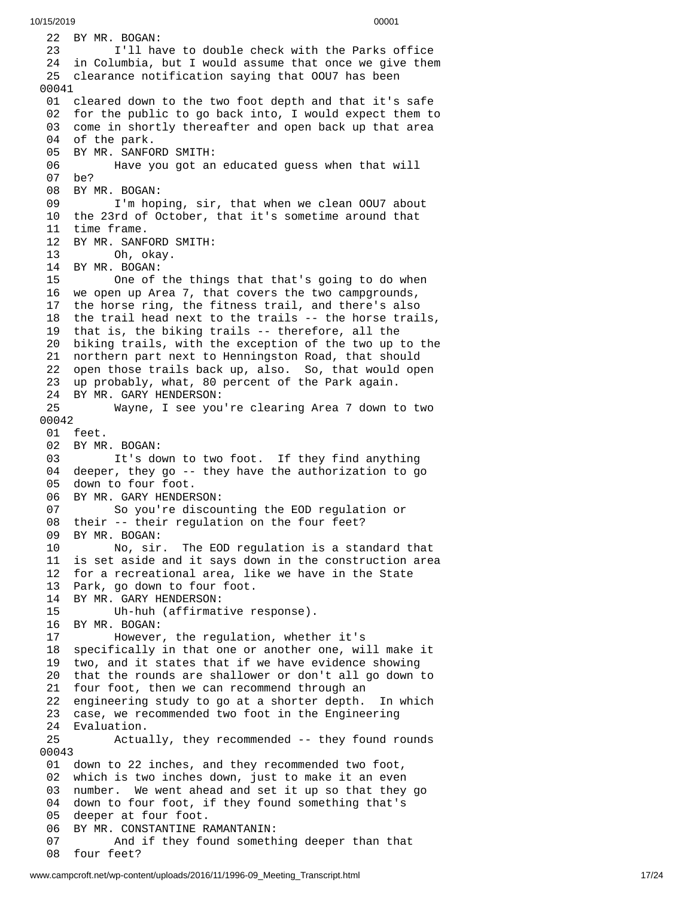22 BY MR. BOGAN:
23 I'll have to double check with the Parks office
24 in Columbia, but I would assume that once we give them
25 clearance notification saying that OOU7 has been
00041
01 cleared down to the two foot depth and that it's safe
02 for the public to go back into, I would expect them to
03 come in shortly thereafter and open back up that area
04 of the park.
05 BY MR. SANFORD SMITH:
06 Have you got an educated guess when that will
07 be?
08 BY MR. BOGAN:
09 I'm hoping, sir, that when we clean OOU7 about
10 the 23rd of October, that it's sometime around that
11 time frame.
12 BY MR. SANFORD SMITH:
13 Oh, okay.
14 BY MR. BOGAN:
15 One of the things that that's going to do when
16 we open up Area 7, that covers the two campgrounds,
17 the horse ring, the fitness trail, and there's also
18 the trail head next to the trails -- the horse trails,
19 that is, the biking trails -- therefore, all the
20 biking trails, with the exception of the two up to the
21 northern part next to Henningston Road, that should
22 open those trails back up, also. So, that would open
23 up probably, what, 80 percent of the Park again.
24 BY MR. GARY HENDERSON:
25 Wayne, I see you're clearing Area 7 down to two
00042
01 feet.
02 BY MR. BOGAN:
03 It's down to two foot. If they find anything
04 deeper, they go -- they have the authorization to go
05 down to four foot.
06 BY MR. GARY HENDERSON:
07 So you're discounting the EOD regulation or
08 their -- their regulation on the four feet?
09 BY MR. BOGAN:
10 No, sir. The EOD regulation is a standard that
11 is set aside and it says down in the construction area
12 for a recreational area, like we have in the State
13 Park, go down to four foot.
14 BY MR. GARY HENDERSON:
15 Uh-huh (affirmative response).
16 BY MR. BOGAN:
17 However, the regulation, whether it's
18 specifically in that one or another one, will make it
19 two, and it states that if we have evidence showing
20 that the rounds are shallower or don't all go down to
21 four foot, then we can recommend through an
22 engineering study to go at a shorter depth. In which
23 case, we recommended two foot in the Engineering
24 Evaluation.
25 Actually, they recommended -- they found rounds
00043
01 down to 22 inches, and they recommended two foot,
02 which is two inches down, just to make it an even
03 number. We went ahead and set it up so that they go
04 down to four foot, if they found something that's
05 deeper at four foot.
06 BY MR. CONSTANTINE RAMANTANIN:
07 And if they found something deeper than that
08 four feet?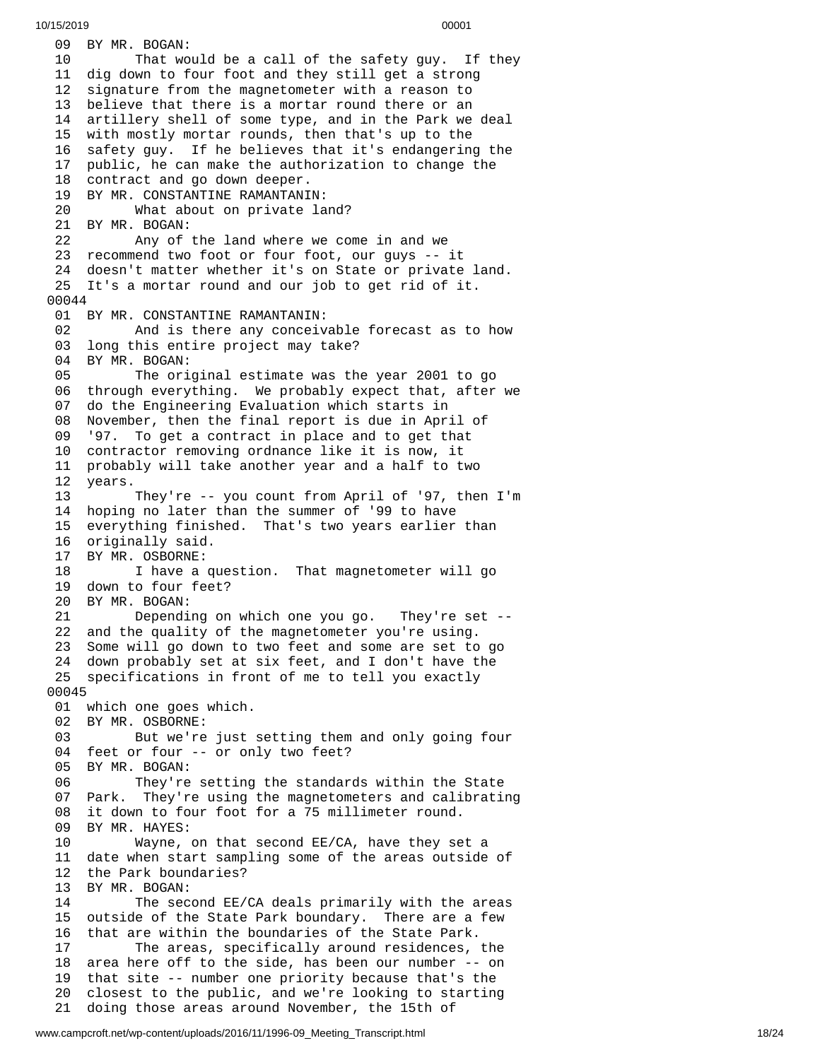```
 09  BY MR. BOGAN:
 10        That would be a call of the safety guy.  If they
 11  dig down to four foot and they still get a strong
 12  signature from the magnetometer with a reason to
 13  believe that there is a mortar round there or an
 14  artillery shell of some type, and in the Park we deal
 15  with mostly mortar rounds, then that's up to the
 16  safety guy.  If he believes that it's endangering the
 17  public, he can make the authorization to change the
 18  contract and go down deeper.
 19  BY MR. CONSTANTINE RAMANTANIN:
 20        What about on private land?
 21  BY MR. BOGAN:
 22        Any of the land where we come in and we
 23  recommend two foot or four foot, our guys -- it
 24  doesn't matter whether it's on State or private land.
 25  It's a mortar round and our job to get rid of it.
00044
 01  BY MR. CONSTANTINE RAMANTANIN:
 02        And is there any conceivable forecast as to how
 03  long this entire project may take?
 04  BY MR. BOGAN:
 05        The original estimate was the year 2001 to go
 06  through everything.  We probably expect that, after we
 07  do the Engineering Evaluation which starts in
 08  November, then the final report is due in April of
 09  '97.  To get a contract in place and to get that
 10  contractor removing ordnance like it is now, it
 11  probably will take another year and a half to two
 12  years.
 13        They're -- you count from April of '97, then I'm
 14  hoping no later than the summer of '99 to have
 15  everything finished.  That's two years earlier than
 16  originally said.
 17  BY MR. OSBORNE:
 18        I have a question.  That magnetometer will go
 19  down to four feet?
 20  BY MR. BOGAN:
 21        Depending on which one you go.   They're set --
 22  and the quality of the magnetometer you're using.
 23  Some will go down to two feet and some are set to go
 24  down probably set at six feet, and I don't have the
 25  specifications in front of me to tell you exactly
00045
 01  which one goes which.
 02  BY MR. OSBORNE:
 03        But we're just setting them and only going four
 04  feet or four -- or only two feet?
 05  BY MR. BOGAN:
 06        They're setting the standards within the State
 07  Park.  They're using the magnetometers and calibrating
 08  it down to four foot for a 75 millimeter round.
 09  BY MR. HAYES:
 10        Wayne, on that second EE/CA, have they set a
 11  date when start sampling some of the areas outside of
 12  the Park boundaries?
 13  BY MR. BOGAN:
 14        The second EE/CA deals primarily with the areas
 15  outside of the State Park boundary.  There are a few
 16  that are within the boundaries of the State Park.
 17        The areas, specifically around residences, the
 18  area here off to the side, has been our number -- on
 19  that site -- number one priority because that's the
 20  closest to the public, and we're looking to starting
 21  doing those areas around November, the 15th of
```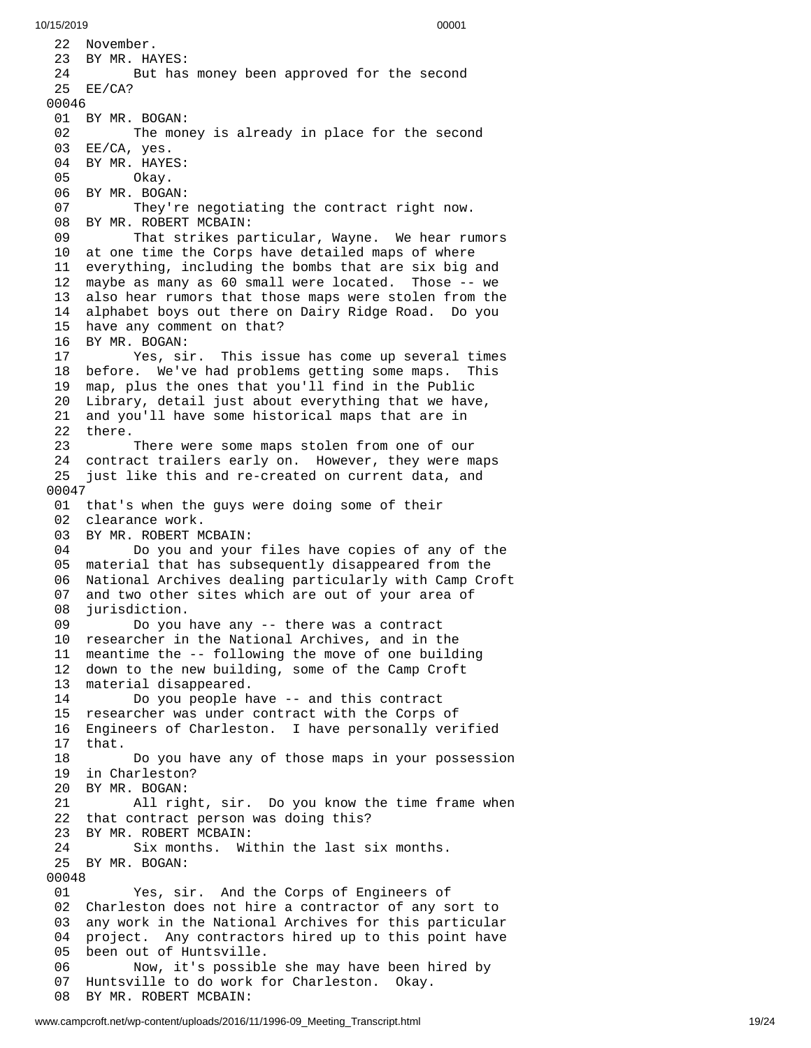22 November.
23 BY MR. HAYES:
24 But has money been approved for the second
25 EE/CA?
00046
01 BY MR. BOGAN:
02 The money is already in place for the second
03 EE/CA, yes.
04 BY MR. HAYES:
05 Okay.
06 BY MR. BOGAN:
07 They're negotiating the contract right now.
08 BY MR. ROBERT MCBAIN:
09 That strikes particular, Wayne. We hear rumors
10 at one time the Corps have detailed maps of where
11 everything, including the bombs that are six big and
12 maybe as many as 60 small were located. Those -- we
13 also hear rumors that those maps were stolen from the
14 alphabet boys out there on Dairy Ridge Road. Do you
15 have any comment on that?
16 BY MR. BOGAN:
17 Yes, sir. This issue has come up several times
18 before. We've had problems getting some maps. This
19 map, plus the ones that you'll find in the Public
20 Library, detail just about everything that we have,
21 and you'll have some historical maps that are in
22 there.
23 There were some maps stolen from one of our
24 contract trailers early on. However, they were maps
25 just like this and re-created on current data, and
00047
01 that's when the guys were doing some of their
02 clearance work.
03 BY MR. ROBERT MCBAIN:
04 Do you and your files have copies of any of the
05 material that has subsequently disappeared from the
06 National Archives dealing particularly with Camp Croft
07 and two other sites which are out of your area of
08 jurisdiction.
09 Do you have any -- there was a contract
10 researcher in the National Archives, and in the
11 meantime the -- following the move of one building
12 down to the new building, some of the Camp Croft
13 material disappeared.
14 Do you people have -- and this contract
15 researcher was under contract with the Corps of
16 Engineers of Charleston. I have personally verified
17 that.
18 Do you have any of those maps in your possession
19 in Charleston?
20 BY MR. BOGAN:
21 All right, sir. Do you know the time frame when
22 that contract person was doing this?
23 BY MR. ROBERT MCBAIN:
24 Six months. Within the last six months.
25 BY MR. BOGAN:
00048
01 Yes, sir. And the Corps of Engineers of
02 Charleston does not hire a contractor of any sort to
03 any work in the National Archives for this particular
04 project. Any contractors hired up to this point have
05 been out of Huntsville.
06 Now, it's possible she may have been hired by
07 Huntsville to do work for Charleston. Okay.
08 BY MR. ROBERT MCBAIN: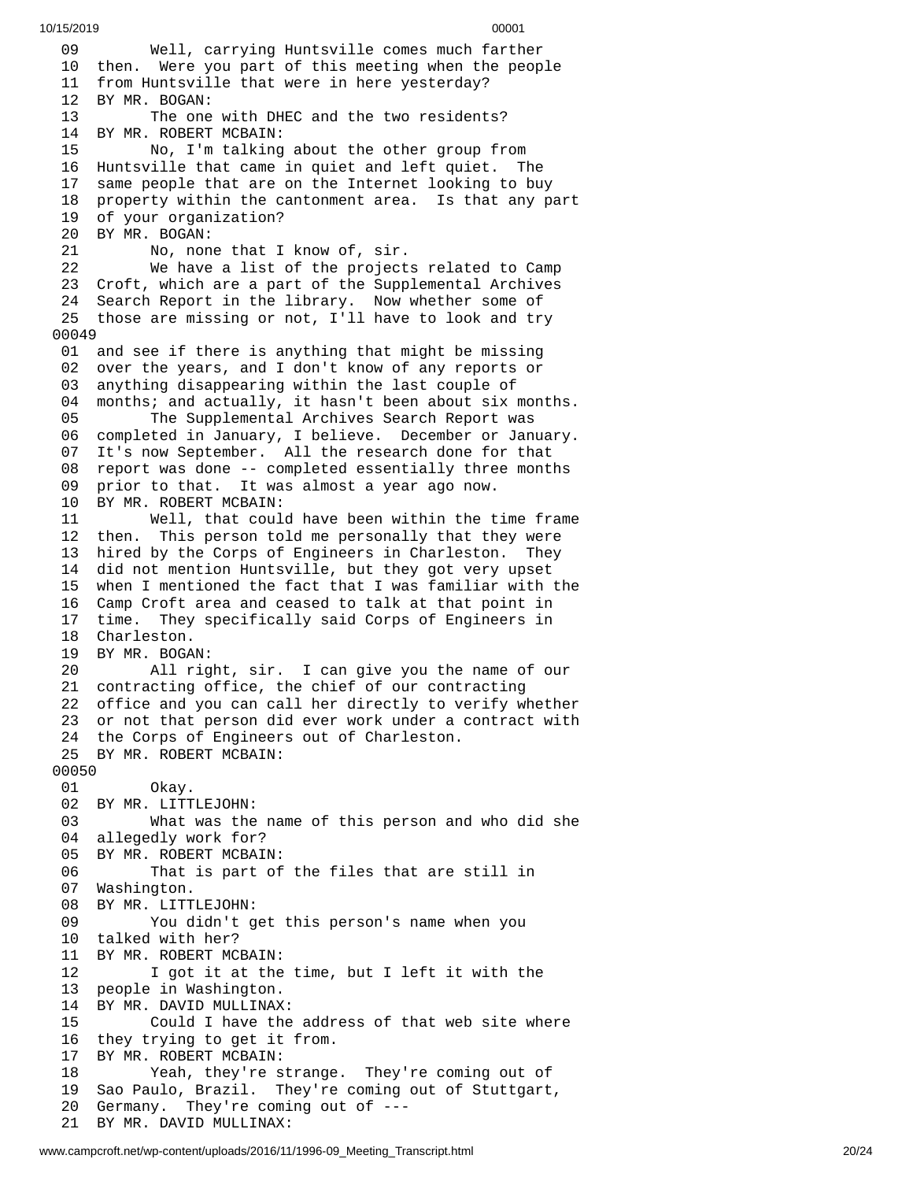09 Well, carrying Huntsville comes much farther
10 then. Were you part of this meeting when the people
11 from Huntsville that were in here yesterday?
12 BY MR. BOGAN:
13 The one with DHEC and the two residents?
14 BY MR. ROBERT MCBAIN:
15 No, I'm talking about the other group from
16 Huntsville that came in quiet and left quiet. The
17 same people that are on the Internet looking to buy
18 property within the cantonment area. Is that any part
19 of your organization?
20 BY MR. BOGAN:
21 No, none that I know of, sir.
22 We have a list of the projects related to Camp
23 Croft, which are a part of the Supplemental Archives
24 Search Report in the library. Now whether some of
25 those are missing or not, I'll have to look and try
00049
01 and see if there is anything that might be missing
02 over the years, and I don't know of any reports or
03 anything disappearing within the last couple of
04 months; and actually, it hasn't been about six months.
05 The Supplemental Archives Search Report was
06 completed in January, I believe. December or January.
07 It's now September. All the research done for that
08 report was done -- completed essentially three months
09 prior to that. It was almost a year ago now.
10 BY MR. ROBERT MCBAIN:
11 Well, that could have been within the time frame
12 then. This person told me personally that they were
13 hired by the Corps of Engineers in Charleston. They
14 did not mention Huntsville, but they got very upset
15 when I mentioned the fact that I was familiar with the
16 Camp Croft area and ceased to talk at that point in
17 time. They specifically said Corps of Engineers in
18 Charleston.
19 BY MR. BOGAN:
20 All right, sir. I can give you the name of our
21 contracting office, the chief of our contracting
22 office and you can call her directly to verify whether
23 or not that person did ever work under a contract with
24 the Corps of Engineers out of Charleston.
25 BY MR. ROBERT MCBAIN:
00050
01 Okay.
02 BY MR. LITTLEJOHN:
03 What was the name of this person and who did she
04 allegedly work for?
05 BY MR. ROBERT MCBAIN:
06 That is part of the files that are still in
07 Washington.
08 BY MR. LITTLEJOHN:
09 You didn't get this person's name when you
10 talked with her?
11 BY MR. ROBERT MCBAIN:
12 I got it at the time, but I left it with the
13 people in Washington.
14 BY MR. DAVID MULLINAX:
15 Could I have the address of that web site where
16 they trying to get it from.
17 BY MR. ROBERT MCBAIN:
18 Yeah, they're strange. They're coming out of
19 Sao Paulo, Brazil. They're coming out of Stuttgart,
20 Germany. They're coming out of ---
21 BY MR. DAVID MULLINAX: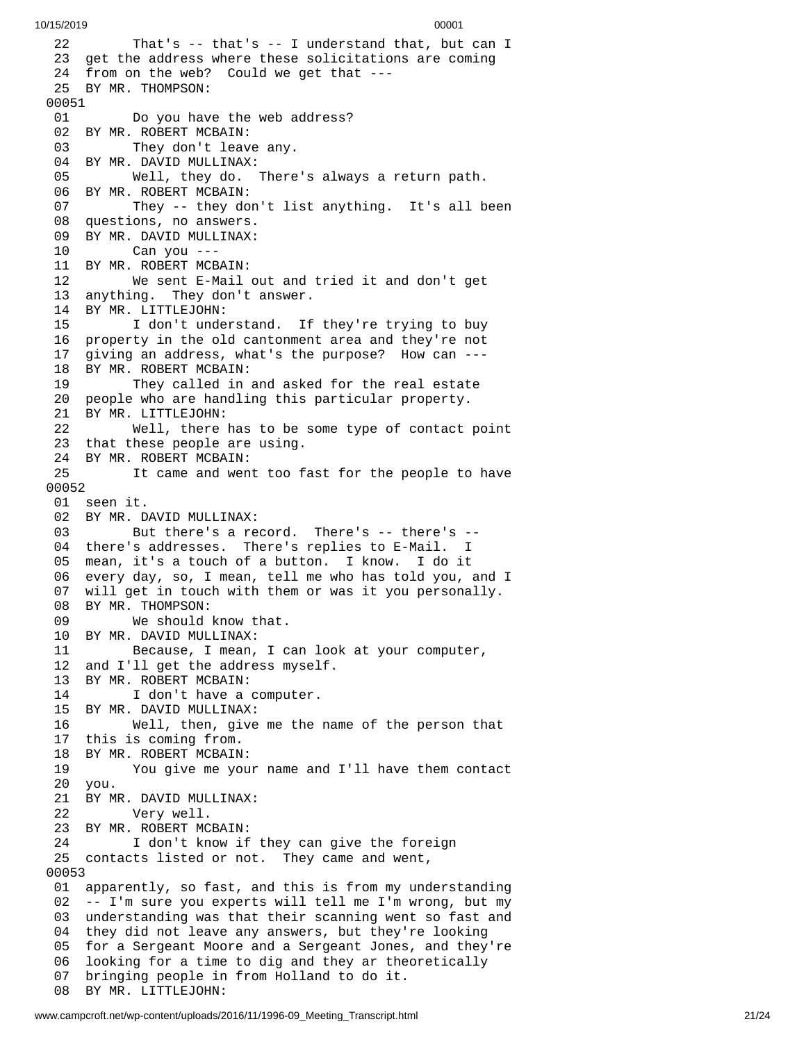22 That's -- that's -- I understand that, but can I
23 get the address where these solicitations are coming
24 from on the web? Could we get that ---
25 BY MR. THOMPSON:
00051
01 Do you have the web address?
02 BY MR. ROBERT MCBAIN:
03 They don't leave any.
04 BY MR. DAVID MULLINAX:
05 Well, they do. There's always a return path.
06 BY MR. ROBERT MCBAIN:
07 They -- they don't list anything. It's all been
08 questions, no answers.
09 BY MR. DAVID MULLINAX:
10 Can you ---
11 BY MR. ROBERT MCBAIN:
12 We sent E-Mail out and tried it and don't get
13 anything. They don't answer.
14 BY MR. LITTLEJOHN:
15 I don't understand. If they're trying to buy
16 property in the old cantonment area and they're not
17 giving an address, what's the purpose? How can ---
18 BY MR. ROBERT MCBAIN:
19 They called in and asked for the real estate
20 people who are handling this particular property.
21 BY MR. LITTLEJOHN:
22 Well, there has to be some type of contact point
23 that these people are using.
24 BY MR. ROBERT MCBAIN:
25 It came and went too fast for the people to have
00052
01 seen it.
02 BY MR. DAVID MULLINAX:
03 But there's a record. There's -- there's --
04 there's addresses. There's replies to E-Mail. I
05 mean, it's a touch of a button. I know. I do it
06 every day, so, I mean, tell me who has told you, and I
07 will get in touch with them or was it you personally.
08 BY MR. THOMPSON:
09 We should know that.
10 BY MR. DAVID MULLINAX:
11 Because, I mean, I can look at your computer,
12 and I'll get the address myself.
13 BY MR. ROBERT MCBAIN:
14 I don't have a computer.
15 BY MR. DAVID MULLINAX:
16 Well, then, give me the name of the person that
17 this is coming from.
18 BY MR. ROBERT MCBAIN:
19 You give me your name and I'll have them contact
20 you.
21 BY MR. DAVID MULLINAX:
22 Very well.
23 BY MR. ROBERT MCBAIN:
24 I don't know if they can give the foreign
25 contacts listed or not. They came and went,
00053
01 apparently, so fast, and this is from my understanding
02 -- I'm sure you experts will tell me I'm wrong, but my
03 understanding was that their scanning went so fast and
04 they did not leave any answers, but they're looking
05 for a Sergeant Moore and a Sergeant Jones, and they're
06 looking for a time to dig and they ar theoretically
07 bringing people in from Holland to do it.
08 BY MR. LITTLEJOHN: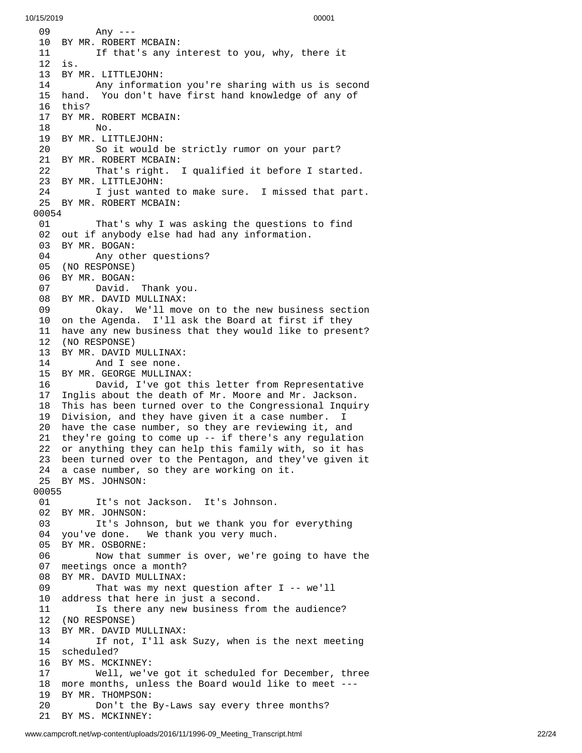09 Any ---
10 BY MR. ROBERT MCBAIN:
11 If that's any interest to you, why, there it
12 is.
13 BY MR. LITTLEJOHN:
14 Any information you're sharing with us is second
15 hand. You don't have first hand knowledge of any of
16 this?
17 BY MR. ROBERT MCBAIN:
18 No.
19 BY MR. LITTLEJOHN:
20 So it would be strictly rumor on your part?
21 BY MR. ROBERT MCBAIN:
22 That's right. I qualified it before I started.
23 BY MR. LITTLEJOHN:
24 I just wanted to make sure. I missed that part.
25 BY MR. ROBERT MCBAIN:
00054
01 That's why I was asking the questions to find
02 out if anybody else had had any information.
03 BY MR. BOGAN:
04 Any other questions?
05 (NO RESPONSE)
06 BY MR. BOGAN:
07 David. Thank you.
08 BY MR. DAVID MULLINAX:
09 Okay. We'll move on to the new business section
10 on the Agenda. I'll ask the Board at first if they
11 have any new business that they would like to present?
12 (NO RESPONSE)
13 BY MR. DAVID MULLINAX:
14 And I see none.
15 BY MR. GEORGE MULLINAX:
16 David, I've got this letter from Representative
17 Inglis about the death of Mr. Moore and Mr. Jackson.
18 This has been turned over to the Congressional Inquiry
19 Division, and they have given it a case number. I
20 have the case number, so they are reviewing it, and
21 they're going to come up -- if there's any regulation
22 or anything they can help this family with, so it has
23 been turned over to the Pentagon, and they've given it
24 a case number, so they are working on it.
25 BY MS. JOHNSON:
00055
01 It's not Jackson. It's Johnson.
02 BY MR. JOHNSON:
03 It's Johnson, but we thank you for everything
04 you've done. We thank you very much.
05 BY MR. OSBORNE:
06 Now that summer is over, we're going to have the
07 meetings once a month?
08 BY MR. DAVID MULLINAX:
09 That was my next question after I -- we'll
10 address that here in just a second.
11 Is there any new business from the audience?
12 (NO RESPONSE)
13 BY MR. DAVID MULLINAX:
14 If not, I'll ask Suzy, when is the next meeting
15 scheduled?
16 BY MS. MCKINNEY:
17 Well, we've got it scheduled for December, three
18 more months, unless the Board would like to meet ---
19 BY MR. THOMPSON:
20 Don't the By-Laws say every three months?
21 BY MS. MCKINNEY: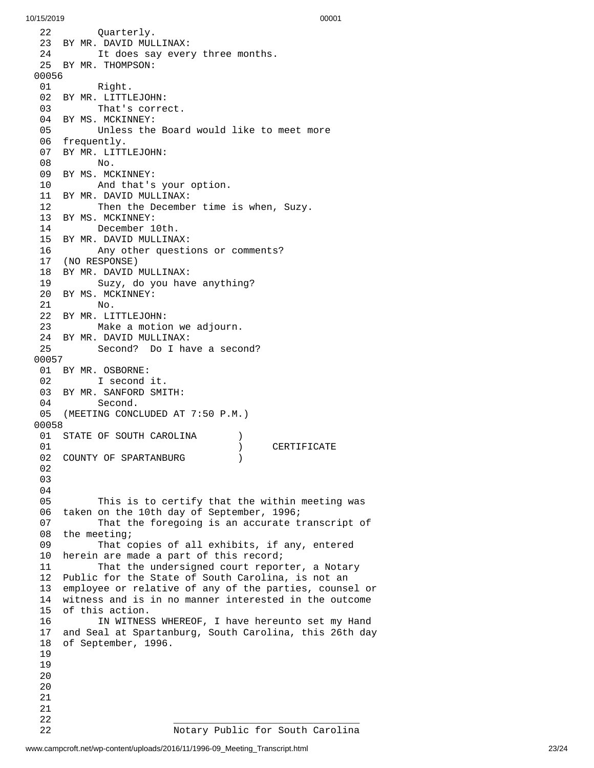```
 22        Quarterly.
 23  BY MR. DAVID MULLINAX:
 24        It does say every three months.
 25  BY MR. THOMPSON:
00056
 01        Right.
 02  BY MR. LITTLEJOHN:
 03        That's correct.
 04  BY MS. MCKINNEY:
 05        Unless the Board would like to meet more
 06  frequently.
 07  BY MR. LITTLEJOHN:
 08        No.
 09  BY MS. MCKINNEY:
 10        And that's your option.
 11  BY MR. DAVID MULLINAX:
 12        Then the December time is when, Suzy.
 13  BY MS. MCKINNEY:
 14        December 10th.
 15  BY MR. DAVID MULLINAX:
 16        Any other questions or comments?
 17  (NO RESPONSE)
 18  BY MR. DAVID MULLINAX:
 19        Suzy, do you have anything?
 20  BY MS. MCKINNEY:
 21        No.
 22  BY MR. LITTLEJOHN:
 23        Make a motion we adjourn.
 24  BY MR. DAVID MULLINAX:
 25        Second?  Do I have a second?
00057
 01  BY MR. OSBORNE:
 02        I second it.
 03  BY MR. SANFORD SMITH:
 04        Second.
 05  (MEETING CONCLUDED AT 7:50 P.M.)
00058
 01  STATE OF SOUTH CAROLINA       )
 01                                )     CERTIFICATE
 02  COUNTY OF SPARTANBURG         )
 02
 03
 04
 05        This is to certify that the within meeting was
 06  taken on the 10th day of September, 1996;
 07        That the foregoing is an accurate transcript of
 08  the meeting;
 09        That copies of all exhibits, if any, entered
 10  herein are made a part of this record;
 11        That the undersigned court reporter, a Notary
 12  Public for the State of South Carolina, is not an
 13  employee or relative of any of the parties, counsel or
 14  witness and is in no manner interested in the outcome
 15  of this action.
 16        IN WITNESS WHEREOF, I have hereunto set my Hand
 17  and Seal at Spartanburg, South Carolina, this 26th day
 18  of September, 1996.
 19
 19
 20
 20
 21
 21
 22                    ________________________________
 22                    Notary Public for South Carolina
```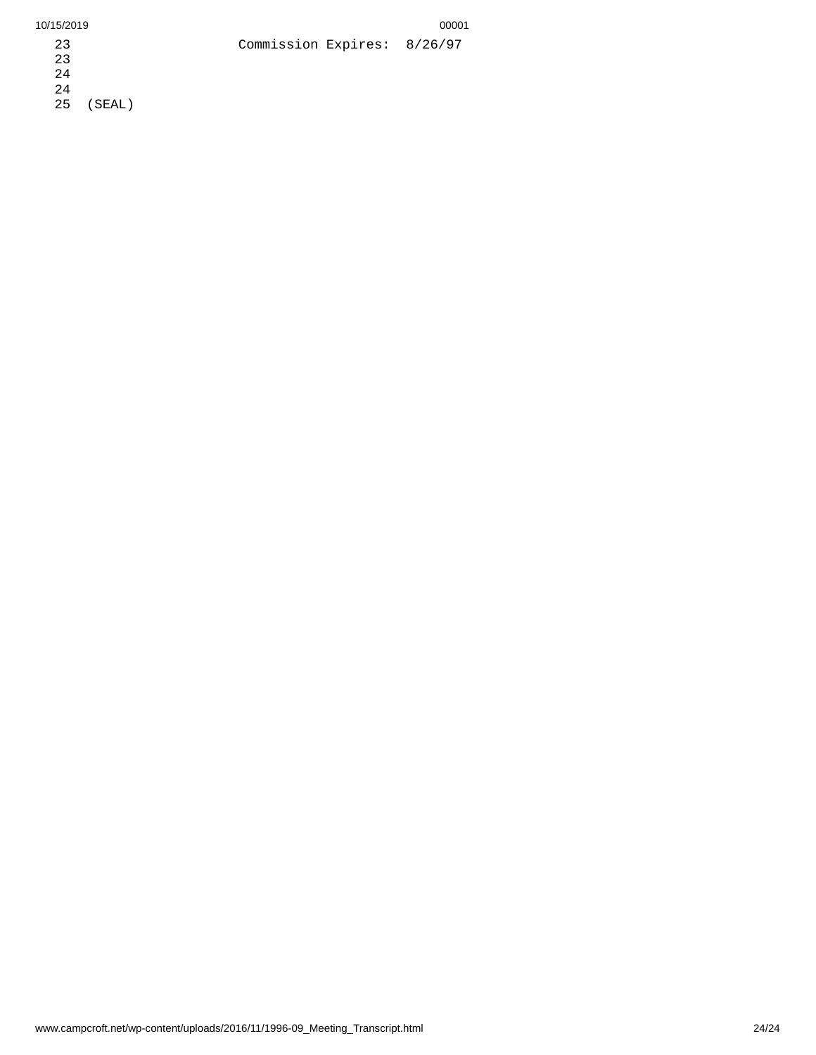```
23                Commission Expires:  8/26/97
23
24
24
25  (SEAL)
```